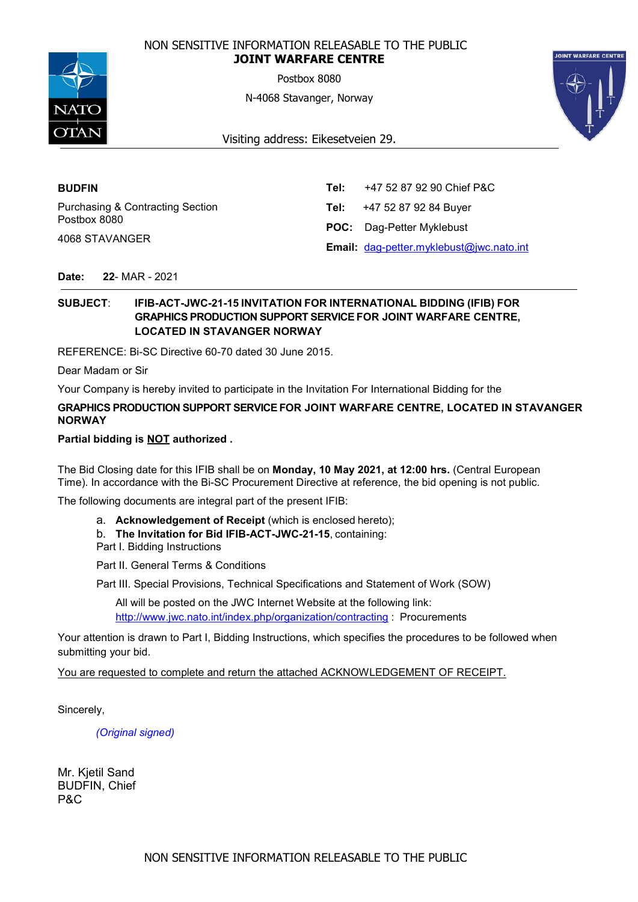NON SENSITIVE INFORMATION RELEASABLE TO THE PUBLIC

**JOINT WARFARE CENTRE**

Postbox 8080

N-4068 Stavanger, Norway

Visiting address: Eikesetveien 29.

---

**BUDFIN**

Purchasing & Contracting Section
Postbox 8080

4068 STAVANGER

**Tel:** +47 52 87 92 90 Chief P&C

**Tel:** +47 52 87 92 84 Buyer

**POC:** Dag-Petter Myklebust

**Email:** dag-petter.myklebust@jwc.nato.int

**Date:** **22**- MAR - 2021

---

**SUBJECT**: **IFIB-ACT-JWC-21-15 INVITATION FOR INTERNATIONAL BIDDING (IFIB) FOR GRAPHICS PRODUCTION SUPPORT SERVICE FOR JOINT WARFARE CENTRE, LOCATED IN STAVANGER NORWAY**

REFERENCE: Bi-SC Directive 60-70 dated 30 June 2015.

Dear Madam or Sir

Your Company is hereby invited to participate in the Invitation For International Bidding for the

**GRAPHICS PRODUCTION SUPPORT SERVICE FOR JOINT WARFARE CENTRE, LOCATED IN STAVANGER NORWAY**

**Partial bidding is NOT authorized .**

The Bid Closing date for this IFIB shall be on **Monday, 10 May 2021, at 12:00 hrs.** (Central European Time). In accordance with the Bi-SC Procurement Directive at reference, the bid opening is not public.

The following documents are integral part of the present IFIB:

a. **Acknowledgement of Receipt** (which is enclosed hereto);
b. **The Invitation for Bid IFIB-ACT-JWC-21-15**, containing:

Part I. Bidding Instructions

Part II. General Terms & Conditions

Part III. Special Provisions, Technical Specifications and Statement of Work (SOW)

All will be posted on the JWC Internet Website at the following link: http://www.jwc.nato.int/index.php/organization/contracting : Procurements

Your attention is drawn to Part I, Bidding Instructions, which specifies the procedures to be followed when submitting your bid.

You are requested to complete and return the attached ACKNOWLEDGEMENT OF RECEIPT.

Sincerely,

*(Original signed)*

Mr. Kjetil Sand
BUDFIN, Chief
P&C

NON SENSITIVE INFORMATION RELEASABLE TO THE PUBLIC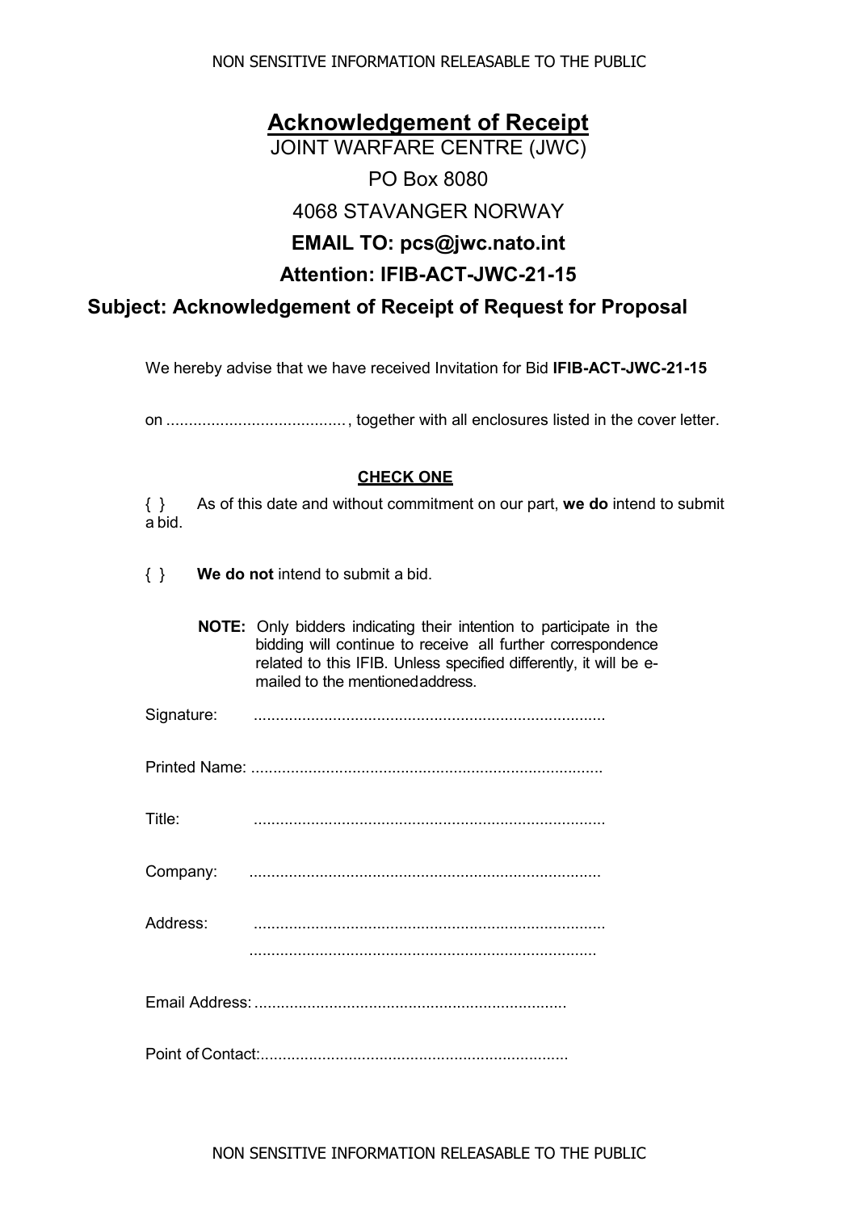# **Acknowledgement of Receipt**

JOINT WARFARE CENTRE (JWC)

PO Box 8080

4068 STAVANGER NORWAY

**EMAIL TO: pcs@jwc.nato.int**

**Attention: IFIB-ACT-JWC-21-15**

## Subject: Acknowledgement of Receipt of Request for Proposal

We hereby advise that we have received Invitation for Bid **IFIB-ACT-JWC-21-15**

on ........................................, together with all enclosures listed in the cover letter.

**CHECK ONE**

{ } As of this date and without commitment on our part, **we do** intend to submit a bid.

{ } **We do not** intend to submit a bid.

**NOTE:** Only bidders indicating their intention to participate in the bidding will continue to receive all further correspondence related to this IFIB. Unless specified differently, it will be e-mailed to the mentioned address.

Signature: ...............................................................................

Printed Name: ...............................................................................

Title: ...............................................................................

Company: ...............................................................................

Address: ...............................................................................

...............................................................................

Email Address: .......................................................................

Point of Contact:.....................................................................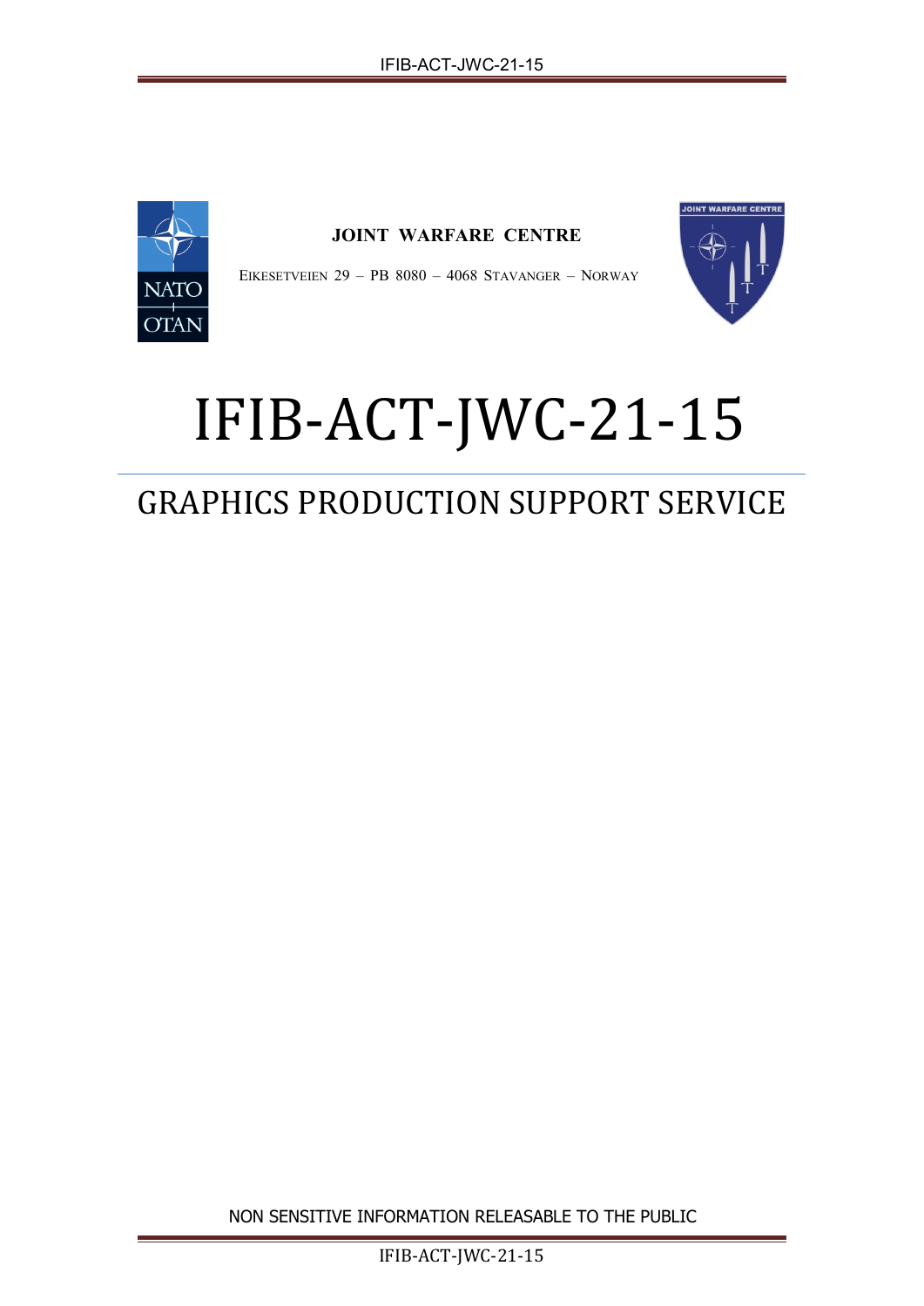**JOINT WARFARE CENTRE**

EIKESETVEIEN 29 – PB 8080 – 4068 STAVANGER – NORWAY

# IFIB-ACT-JWC-21-15

## GRAPHICS PRODUCTION SUPPORT SERVICE

NON SENSITIVE INFORMATION RELEASABLE TO THE PUBLIC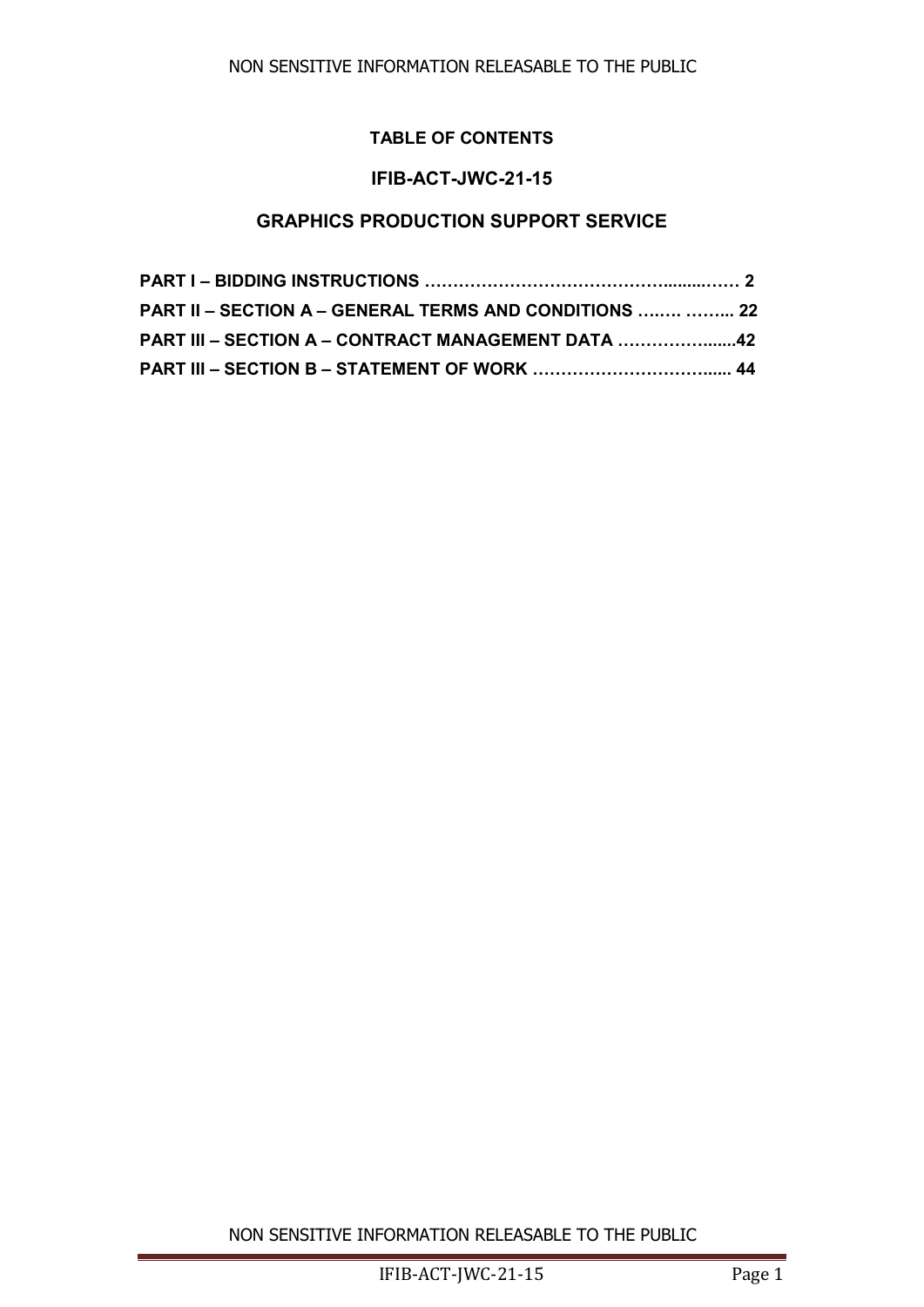**TABLE OF CONTENTS**

**IFIB-ACT-JWC-21-15**

**GRAPHICS PRODUCTION SUPPORT SERVICE**

**PART I – BIDDING INSTRUCTIONS …………………………………….........…… 2**

**PART II – SECTION A – GENERAL TERMS AND CONDITIONS ….…. ……... 22**

**PART III – SECTION A – CONTRACT MANAGEMENT DATA ……………......42**

**PART III – SECTION B – STATEMENT OF WORK ……………….…………..... 44**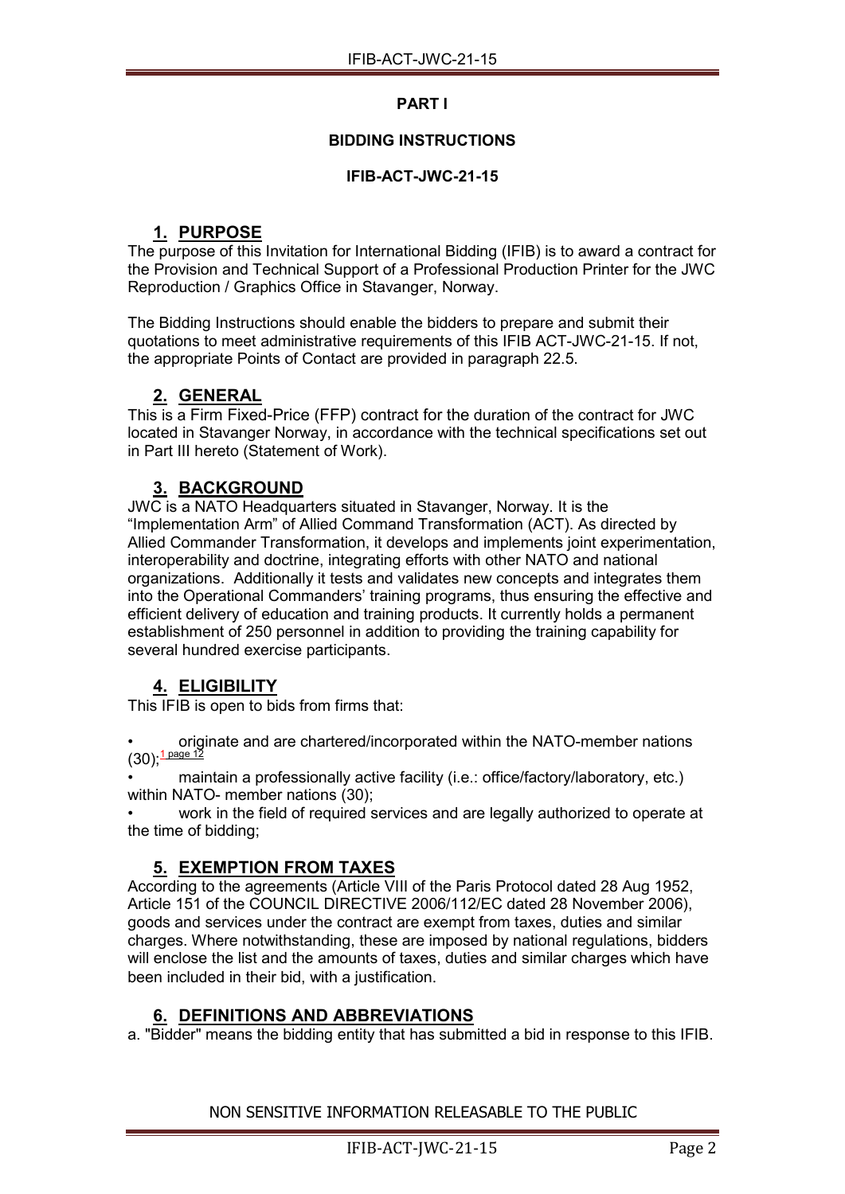# PART I

## BIDDING INSTRUCTIONS

## IFIB-ACT-JWC-21-15

### 1. PURPOSE

The purpose of this Invitation for International Bidding (IFIB) is to award a contract for the Provision and Technical Support of a Professional Production Printer for the JWC Reproduction / Graphics Office in Stavanger, Norway.

The Bidding Instructions should enable the bidders to prepare and submit their quotations to meet administrative requirements of this IFIB ACT-JWC-21-15. If not, the appropriate Points of Contact are provided in paragraph 22.5.

### 2. GENERAL

This is a Firm Fixed-Price (FFP) contract for the duration of the contract for JWC located in Stavanger Norway, in accordance with the technical specifications set out in Part III hereto (Statement of Work).

### 3. BACKGROUND

JWC is a NATO Headquarters situated in Stavanger, Norway. It is the "Implementation Arm" of Allied Command Transformation (ACT). As directed by Allied Commander Transformation, it develops and implements joint experimentation, interoperability and doctrine, integrating efforts with other NATO and national organizations. Additionally it tests and validates new concepts and integrates them into the Operational Commanders' training programs, thus ensuring the effective and efficient delivery of education and training products. It currently holds a permanent establishment of 250 personnel in addition to providing the training capability for several hundred exercise participants.

### 4. ELIGIBILITY

This IFIB is open to bids from firms that:

- originate and are chartered/incorporated within the NATO-member nations (30);[1 page 12]
- maintain a professionally active facility (i.e.: office/factory/laboratory, etc.) within NATO- member nations (30);
- work in the field of required services and are legally authorized to operate at the time of bidding;

### 5. EXEMPTION FROM TAXES

According to the agreements (Article VIII of the Paris Protocol dated 28 Aug 1952, Article 151 of the COUNCIL DIRECTIVE 2006/112/EC dated 28 November 2006), goods and services under the contract are exempt from taxes, duties and similar charges. Where notwithstanding, these are imposed by national regulations, bidders will enclose the list and the amounts of taxes, duties and similar charges which have been included in their bid, with a justification.

### 6. DEFINITIONS AND ABBREVIATIONS

a. "Bidder" means the bidding entity that has submitted a bid in response to this IFIB.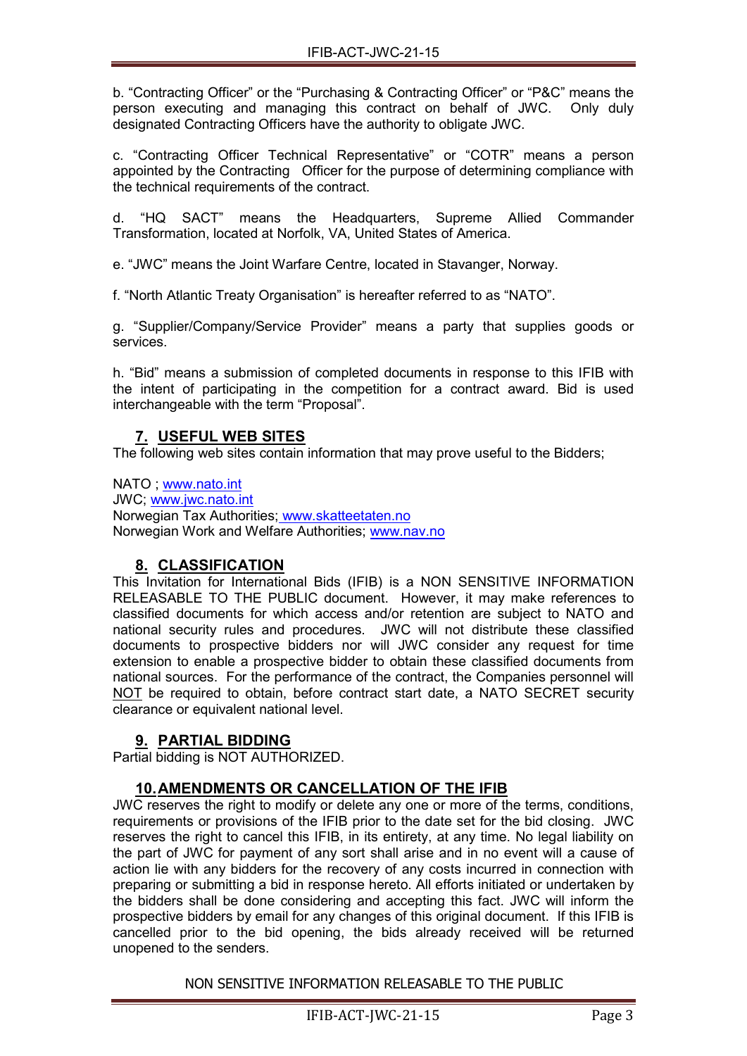b. "Contracting Officer" or the "Purchasing & Contracting Officer" or "P&C" means the person executing and managing this contract on behalf of JWC. Only duly designated Contracting Officers have the authority to obligate JWC.

c. "Contracting Officer Technical Representative" or "COTR" means a person appointed by the Contracting Officer for the purpose of determining compliance with the technical requirements of the contract.

d. "HQ SACT" means the Headquarters, Supreme Allied Commander Transformation, located at Norfolk, VA, United States of America.

e. "JWC" means the Joint Warfare Centre, located in Stavanger, Norway.

f. "North Atlantic Treaty Organisation" is hereafter referred to as "NATO".

g. "Supplier/Company/Service Provider" means a party that supplies goods or services.

h. "Bid" means a submission of completed documents in response to this IFIB with the intent of participating in the competition for a contract award. Bid is used interchangeable with the term "Proposal".

## 7. USEFUL WEB SITES

The following web sites contain information that may prove useful to the Bidders;

NATO ; www.nato.int
JWC; www.jwc.nato.int
Norwegian Tax Authorities; www.skatteetaten.no
Norwegian Work and Welfare Authorities; www.nav.no

## 8. CLASSIFICATION

This Invitation for International Bids (IFIB) is a NON SENSITIVE INFORMATION RELEASABLE TO THE PUBLIC document. However, it may make references to classified documents for which access and/or retention are subject to NATO and national security rules and procedures. JWC will not distribute these classified documents to prospective bidders nor will JWC consider any request for time extension to enable a prospective bidder to obtain these classified documents from national sources. For the performance of the contract, the Companies personnel will NOT be required to obtain, before contract start date, a NATO SECRET security clearance or equivalent national level.

## 9. PARTIAL BIDDING

Partial bidding is NOT AUTHORIZED.

## 10. AMENDMENTS OR CANCELLATION OF THE IFIB

JWC reserves the right to modify or delete any one or more of the terms, conditions, requirements or provisions of the IFIB prior to the date set for the bid closing. JWC reserves the right to cancel this IFIB, in its entirety, at any time. No legal liability on the part of JWC for payment of any sort shall arise and in no event will a cause of action lie with any bidders for the recovery of any costs incurred in connection with preparing or submitting a bid in response hereto. All efforts initiated or undertaken by the bidders shall be done considering and accepting this fact. JWC will inform the prospective bidders by email for any changes of this original document. If this IFIB is cancelled prior to the bid opening, the bids already received will be returned unopened to the senders.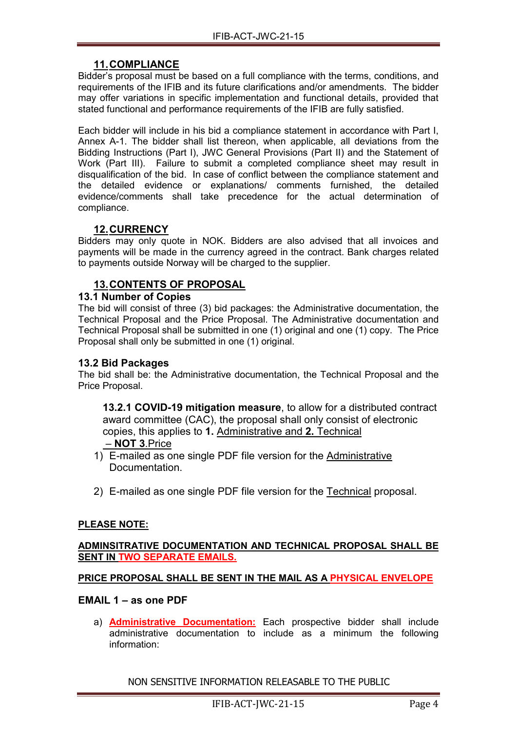## 11. COMPLIANCE

Bidder's proposal must be based on a full compliance with the terms, conditions, and requirements of the IFIB and its future clarifications and/or amendments. The bidder may offer variations in specific implementation and functional details, provided that stated functional and performance requirements of the IFIB are fully satisfied.

Each bidder will include in his bid a compliance statement in accordance with Part I, Annex A-1. The bidder shall list thereon, when applicable, all deviations from the Bidding Instructions (Part I), JWC General Provisions (Part II) and the Statement of Work (Part III). Failure to submit a completed compliance sheet may result in disqualification of the bid. In case of conflict between the compliance statement and the detailed evidence or explanations/ comments furnished, the detailed evidence/comments shall take precedence for the actual determination of compliance.

## 12. CURRENCY

Bidders may only quote in NOK. Bidders are also advised that all invoices and payments will be made in the currency agreed in the contract. Bank charges related to payments outside Norway will be charged to the supplier.

## 13. CONTENTS OF PROPOSAL

### 13.1 Number of Copies

The bid will consist of three (3) bid packages: the Administrative documentation, the Technical Proposal and the Price Proposal. The Administrative documentation and Technical Proposal shall be submitted in one (1) original and one (1) copy. The Price Proposal shall only be submitted in one (1) original.

### 13.2 Bid Packages

The bid shall be: the Administrative documentation, the Technical Proposal and the Price Proposal.

**13.2.1 COVID-19 mitigation measure**, to allow for a distributed contract award committee (CAC), the proposal shall only consist of electronic copies, this applies to **1.** Administrative and **2.** Technical – **NOT 3.**Price

1) E-mailed as one single PDF file version for the Administrative Documentation.
2) E-mailed as one single PDF file version for the Technical proposal.

**PLEASE NOTE:**

**ADMINSITRATIVE DOCUMENTATION AND TECHNICAL PROPOSAL SHALL BE SENT IN TWO SEPARATE EMAILS.**

**PRICE PROPOSAL SHALL BE SENT IN THE MAIL AS A PHYSICAL ENVELOPE**

**EMAIL 1 – as one PDF**

a) **Administrative Documentation:** Each prospective bidder shall include administrative documentation to include as a minimum the following information: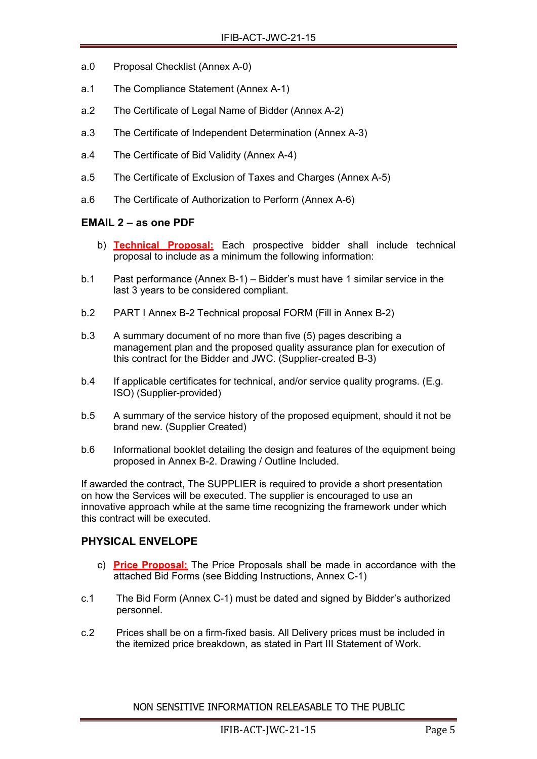a.0 Proposal Checklist (Annex A-0)

a.1 The Compliance Statement (Annex A-1)

a.2 The Certificate of Legal Name of Bidder (Annex A-2)

a.3 The Certificate of Independent Determination (Annex A-3)

a.4 The Certificate of Bid Validity (Annex A-4)

a.5 The Certificate of Exclusion of Taxes and Charges (Annex A-5)

a.6 The Certificate of Authorization to Perform (Annex A-6)

## EMAIL 2 – as one PDF

b) **Technical Proposal:** Each prospective bidder shall include technical proposal to include as a minimum the following information:

b.1 Past performance (Annex B-1) – Bidder's must have 1 similar service in the last 3 years to be considered compliant.

b.2 PART I Annex B-2 Technical proposal FORM (Fill in Annex B-2)

b.3 A summary document of no more than five (5) pages describing a management plan and the proposed quality assurance plan for execution of this contract for the Bidder and JWC. (Supplier-created B-3)

b.4 If applicable certificates for technical, and/or service quality programs. (E.g. ISO) (Supplier-provided)

b.5 A summary of the service history of the proposed equipment, should it not be brand new. (Supplier Created)

b.6 Informational booklet detailing the design and features of the equipment being proposed in Annex B-2. Drawing / Outline Included.

If awarded the contract, The SUPPLIER is required to provide a short presentation on how the Services will be executed. The supplier is encouraged to use an innovative approach while at the same time recognizing the framework under which this contract will be executed.

## PHYSICAL ENVELOPE

c) **Price Proposal:** The Price Proposals shall be made in accordance with the attached Bid Forms (see Bidding Instructions, Annex C-1)

c.1 The Bid Form (Annex C-1) must be dated and signed by Bidder's authorized personnel.

c.2 Prices shall be on a firm-fixed basis. All Delivery prices must be included in the itemized price breakdown, as stated in Part III Statement of Work.

NON SENSITIVE INFORMATION RELEASABLE TO THE PUBLIC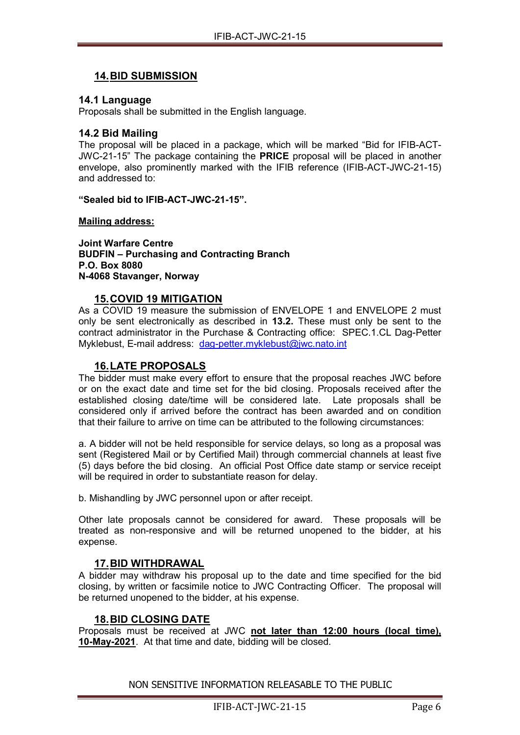## 14. BID SUBMISSION

### 14.1 Language

Proposals shall be submitted in the English language.

### 14.2 Bid Mailing

The proposal will be placed in a package, which will be marked "Bid for IFIB-ACT-JWC-21-15" The package containing the **PRICE** proposal will be placed in another envelope, also prominently marked with the IFIB reference (IFIB-ACT-JWC-21-15) and addressed to:

**"Sealed bid to IFIB-ACT-JWC-21-15".**

**Mailing address:**

**Joint Warfare Centre**
**BUDFIN – Purchasing and Contracting Branch**
**P.O. Box 8080**
**N-4068 Stavanger, Norway**

## 15. COVID 19 MITIGATION

As a COVID 19 measure the submission of ENVELOPE 1 and ENVELOPE 2 must only be sent electronically as described in **13.2.** These must only be sent to the contract administrator in the Purchase & Contracting office: SPEC.1.CL Dag-Petter Myklebust, E-mail address: dag-petter.myklebust@jwc.nato.int

## 16. LATE PROPOSALS

The bidder must make every effort to ensure that the proposal reaches JWC before or on the exact date and time set for the bid closing. Proposals received after the established closing date/time will be considered late. Late proposals shall be considered only if arrived before the contract has been awarded and on condition that their failure to arrive on time can be attributed to the following circumstances:

a. A bidder will not be held responsible for service delays, so long as a proposal was sent (Registered Mail or by Certified Mail) through commercial channels at least five (5) days before the bid closing. An official Post Office date stamp or service receipt will be required in order to substantiate reason for delay.

b. Mishandling by JWC personnel upon or after receipt.

Other late proposals cannot be considered for award. These proposals will be treated as non-responsive and will be returned unopened to the bidder, at his expense.

## 17. BID WITHDRAWAL

A bidder may withdraw his proposal up to the date and time specified for the bid closing, by written or facsimile notice to JWC Contracting Officer. The proposal will be returned unopened to the bidder, at his expense.

## 18. BID CLOSING DATE

Proposals must be received at JWC **not later than 12:00 hours (local time), 10-May-2021**. At that time and date, bidding will be closed.

NON SENSITIVE INFORMATION RELEASABLE TO THE PUBLIC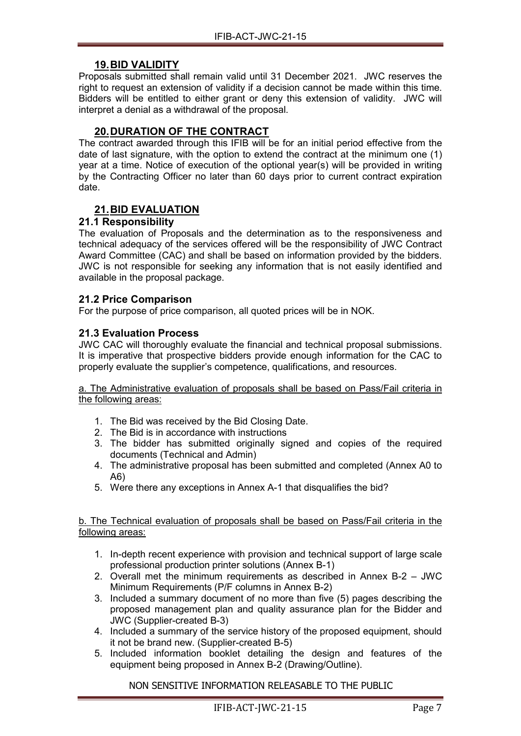## 19. BID VALIDITY

Proposals submitted shall remain valid until 31 December 2021. JWC reserves the right to request an extension of validity if a decision cannot be made within this time. Bidders will be entitled to either grant or deny this extension of validity. JWC will interpret a denial as a withdrawal of the proposal.

## 20. DURATION OF THE CONTRACT

The contract awarded through this IFIB will be for an initial period effective from the date of last signature, with the option to extend the contract at the minimum one (1) year at a time. Notice of execution of the optional year(s) will be provided in writing by the Contracting Officer no later than 60 days prior to current contract expiration date.

## 21. BID EVALUATION

### 21.1 Responsibility

The evaluation of Proposals and the determination as to the responsiveness and technical adequacy of the services offered will be the responsibility of JWC Contract Award Committee (CAC) and shall be based on information provided by the bidders. JWC is not responsible for seeking any information that is not easily identified and available in the proposal package.

### 21.2 Price Comparison

For the purpose of price comparison, all quoted prices will be in NOK.

### 21.3 Evaluation Process

JWC CAC will thoroughly evaluate the financial and technical proposal submissions. It is imperative that prospective bidders provide enough information for the CAC to properly evaluate the supplier's competence, qualifications, and resources.

a. The Administrative evaluation of proposals shall be based on Pass/Fail criteria in the following areas:

1. The Bid was received by the Bid Closing Date.
2. The Bid is in accordance with instructions
3. The bidder has submitted originally signed and copies of the required documents (Technical and Admin)
4. The administrative proposal has been submitted and completed (Annex A0 to A6)
5. Were there any exceptions in Annex A-1 that disqualifies the bid?

b. The Technical evaluation of proposals shall be based on Pass/Fail criteria in the following areas:

1. In-depth recent experience with provision and technical support of large scale professional production printer solutions (Annex B-1)
2. Overall met the minimum requirements as described in Annex B-2 – JWC Minimum Requirements (P/F columns in Annex B-2)
3. Included a summary document of no more than five (5) pages describing the proposed management plan and quality assurance plan for the Bidder and JWC (Supplier-created B-3)
4. Included a summary of the service history of the proposed equipment, should it not be brand new. (Supplier-created B-5)
5. Included information booklet detailing the design and features of the equipment being proposed in Annex B-2 (Drawing/Outline).

NON SENSITIVE INFORMATION RELEASABLE TO THE PUBLIC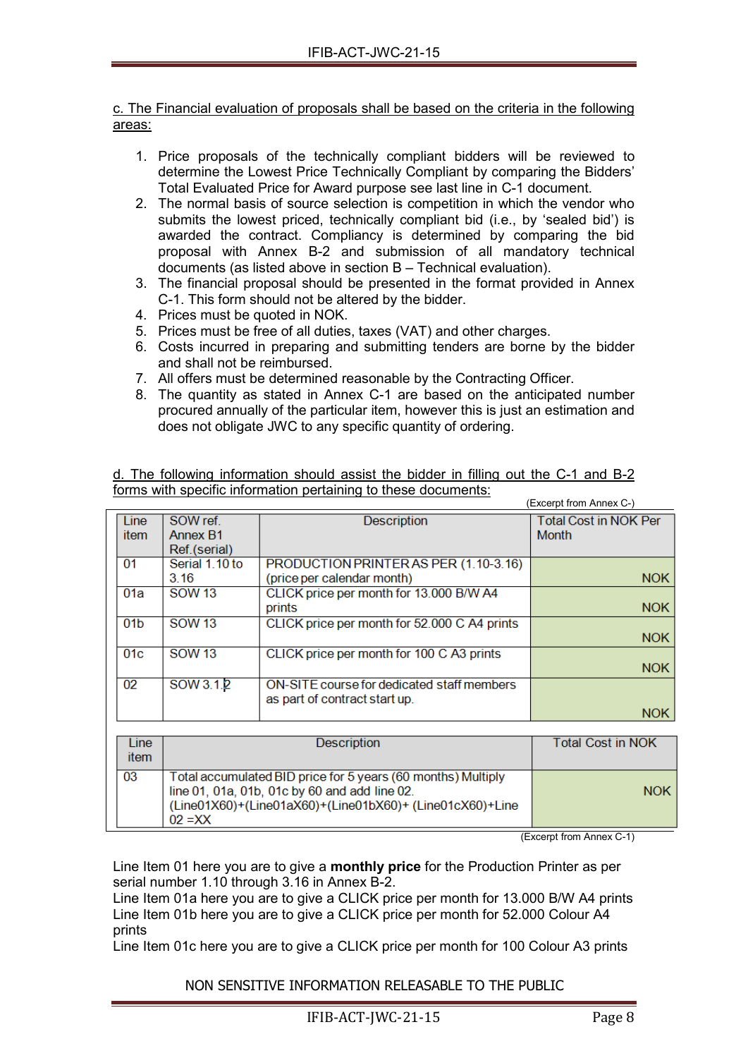c. The Financial evaluation of proposals shall be based on the criteria in the following areas:

1. Price proposals of the technically compliant bidders will be reviewed to determine the Lowest Price Technically Compliant by comparing the Bidders' Total Evaluated Price for Award purpose see last line in C-1 document.
2. The normal basis of source selection is competition in which the vendor who submits the lowest priced, technically compliant bid (i.e., by 'sealed bid') is awarded the contract. Compliancy is determined by comparing the bid proposal with Annex B-2 and submission of all mandatory technical documents (as listed above in section B – Technical evaluation).
3. The financial proposal should be presented in the format provided in Annex C-1. This form should not be altered by the bidder.
4. Prices must be quoted in NOK.
5. Prices must be free of all duties, taxes (VAT) and other charges.
6. Costs incurred in preparing and submitting tenders are borne by the bidder and shall not be reimbursed.
7. All offers must be determined reasonable by the Contracting Officer.
8. The quantity as stated in Annex C-1 are based on the anticipated number procured annually of the particular item, however this is just an estimation and does not obligate JWC to any specific quantity of ordering.

d. The following information should assist the bidder in filling out the C-1 and B-2 forms with specific information pertaining to these documents:

(Excerpt from Annex C-)

| Line item | SOW ref. Annex B1 Ref.(serial) | Description | Total Cost in NOK Per Month |
|---|---|---|---|
| 01 | Serial 1.10 to 3.16 | PRODUCTION PRINTER AS PER (1.10-3.16) (price per calendar month) | NOK |
| 01a | SOW 13 | CLICK price per month for 13.000 B/W A4 prints | NOK |
| 01b | SOW 13 | CLICK price per month for 52.000 C A4 prints | NOK |
| 01c | SOW 13 | CLICK price per month for 100 C A3 prints | NOK |
| 02 | SOW 3.1.2 | ON-SITE course for dedicated staff members as part of contract start up. | NOK |

| Line item | Description | Total Cost in NOK |
|---|---|---|
| 03 | Total accumulated BID price for 5 years (60 months) Multiply line 01, 01a, 01b, 01c by 60 and add line 02. (Line01X60)+(Line01aX60)+(Line01bX60)+ (Line01cX60)+Line 02 =XX | NOK |

(Excerpt from Annex C-1)

Line Item 01 here you are to give a **monthly price** for the Production Printer as per serial number 1.10 through 3.16 in Annex B-2.
Line Item 01a here you are to give a CLICK price per month for 13.000 B/W A4 prints
Line Item 01b here you are to give a CLICK price per month for 52.000 Colour A4 prints
Line Item 01c here you are to give a CLICK price per month for 100 Colour A3 prints

NON SENSITIVE INFORMATION RELEASABLE TO THE PUBLIC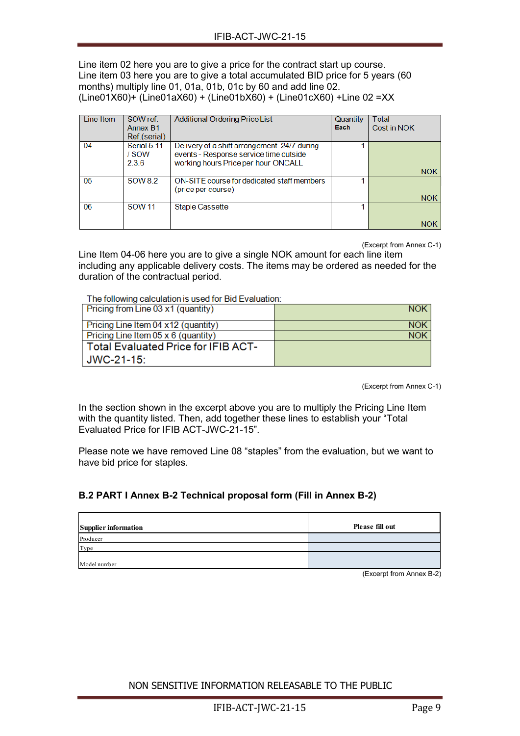Line item 02 here you are to give a price for the contract start up course.
Line item 03 here you are to give a total accumulated BID price for 5 years (60 months) multiply line 01, 01a, 01b, 01c by 60 and add line 02.
(Line01X60)+ (Line01aX60) + (Line01bX60) + (Line01cX60) +Line 02 =XX

| Line Item | SOW ref. Annex B1 Ref.(serial) | Additional Ordering Price List | Quantity Each | Total Cost in NOK |
|---|---|---|---|---|
| 04 | Serial 5.11 / SOW 2.3.6 | Delivery of a shift arrangement 24/7 during events - Response service time outside working hours Price per hour ONCALL | 1 | NOK |
| 05 | SOW 8.2 | ON-SITE course for dedicated staff members (price per course) | 1 | NOK |
| 06 | SOW 11 | Staple Cassette | 1 | NOK |

(Excerpt from Annex C-1)

Line Item 04-06 here you are to give a single NOK amount for each line item including any applicable delivery costs. The items may be ordered as needed for the duration of the contractual period.

The following calculation is used for Bid Evaluation:

| | |
|---|---|
| Pricing from Line 03 x1 (quantity) | NOK |
| Pricing Line Item 04 x12 (quantity) | NOK |
| Pricing Line Item 05 x 6 (quantity) | NOK |
| **Total Evaluated Price for IFIB ACT-JWC-21-15:** | |

(Excerpt from Annex C-1)

In the section shown in the excerpt above you are to multiply the Pricing Line Item with the quantity listed. Then, add together these lines to establish your “Total Evaluated Price for IFIB ACT-JWC-21-15”.

Please note we have removed Line 08 “staples” from the evaluation, but we want to have bid price for staples.

### B.2 PART I Annex B-2 Technical proposal form (Fill in Annex B-2)

| Supplier information | Please fill out |
|---|---|
| Producer | |
| Type | |
| Model number | |

(Excerpt from Annex B-2)

NON SENSITIVE INFORMATION RELEASABLE TO THE PUBLIC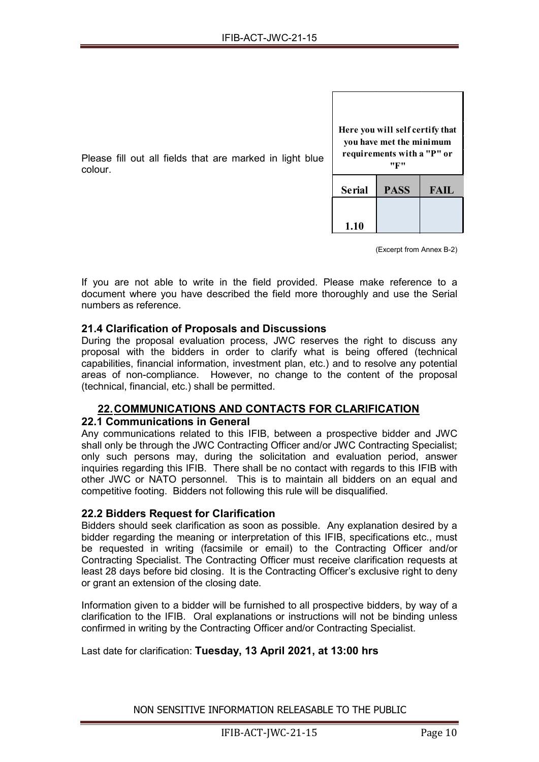Please fill out all fields that are marked in light blue colour.

| Here you will self certify that you have met the minimum requirements with a "P" or "F" | | |
|---|---|---|
| **Serial** | **PASS** | **FAIL** |
| **1.10** | | |

(Excerpt from Annex B-2)

If you are not able to write in the field provided. Please make reference to a document where you have described the field more thoroughly and use the Serial numbers as reference.

### 21.4 Clarification of Proposals and Discussions

During the proposal evaluation process, JWC reserves the right to discuss any proposal with the bidders in order to clarify what is being offered (technical capabilities, financial information, investment plan, etc.) and to resolve any potential areas of non-compliance. However, no change to the content of the proposal (technical, financial, etc.) shall be permitted.

## 22. COMMUNICATIONS AND CONTACTS FOR CLARIFICATION

### 22.1 Communications in General

Any communications related to this IFIB, between a prospective bidder and JWC shall only be through the JWC Contracting Officer and/or JWC Contracting Specialist; only such persons may, during the solicitation and evaluation period, answer inquiries regarding this IFIB. There shall be no contact with regards to this IFIB with other JWC or NATO personnel. This is to maintain all bidders on an equal and competitive footing. Bidders not following this rule will be disqualified.

### 22.2 Bidders Request for Clarification

Bidders should seek clarification as soon as possible. Any explanation desired by a bidder regarding the meaning or interpretation of this IFIB, specifications etc., must be requested in writing (facsimile or email) to the Contracting Officer and/or Contracting Specialist. The Contracting Officer must receive clarification requests at least 28 days before bid closing. It is the Contracting Officer's exclusive right to deny or grant an extension of the closing date.

Information given to a bidder will be furnished to all prospective bidders, by way of a clarification to the IFIB. Oral explanations or instructions will not be binding unless confirmed in writing by the Contracting Officer and/or Contracting Specialist.

Last date for clarification: **Tuesday, 13 April 2021, at 13:00 hrs**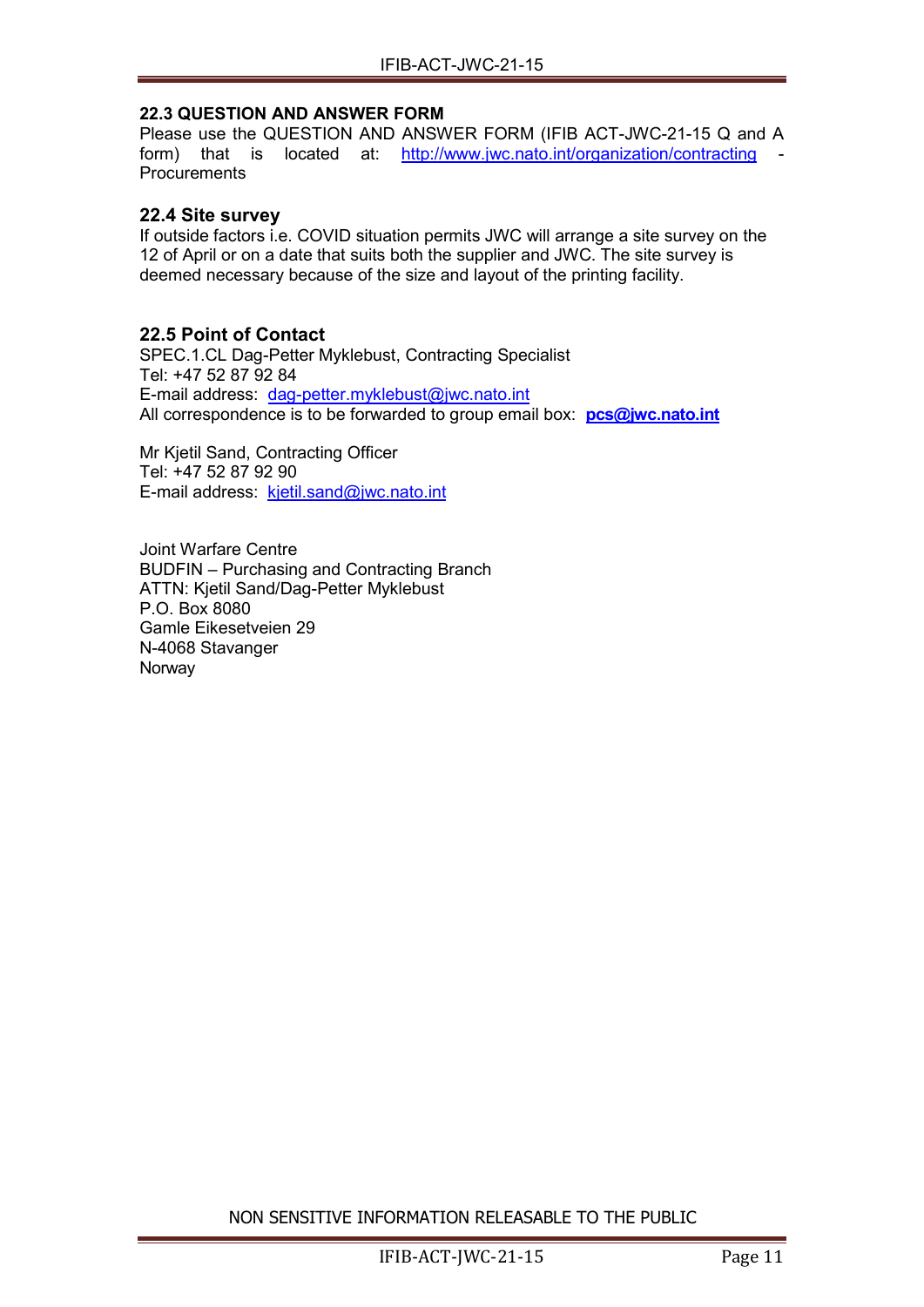### 22.3 QUESTION AND ANSWER FORM

Please use the QUESTION AND ANSWER FORM (IFIB ACT-JWC-21-15 Q and A form) that is located at: http://www.jwc.nato.int/organization/contracting - Procurements

### 22.4 Site survey

If outside factors i.e. COVID situation permits JWC will arrange a site survey on the 12 of April or on a date that suits both the supplier and JWC. The site survey is deemed necessary because of the size and layout of the printing facility.

### 22.5 Point of Contact

SPEC.1.CL Dag-Petter Myklebust, Contracting Specialist
Tel: +47 52 87 92 84
E-mail address: dag-petter.myklebust@jwc.nato.int
All correspondence is to be forwarded to group email box: **pcs@jwc.nato.int**

Mr Kjetil Sand, Contracting Officer
Tel: +47 52 87 92 90
E-mail address: kjetil.sand@jwc.nato.int

Joint Warfare Centre
BUDFIN – Purchasing and Contracting Branch
ATTN: Kjetil Sand/Dag-Petter Myklebust
P.O. Box 8080
Gamle Eikesetveien 29
N-4068 Stavanger
Norway

NON SENSITIVE INFORMATION RELEASABLE TO THE PUBLIC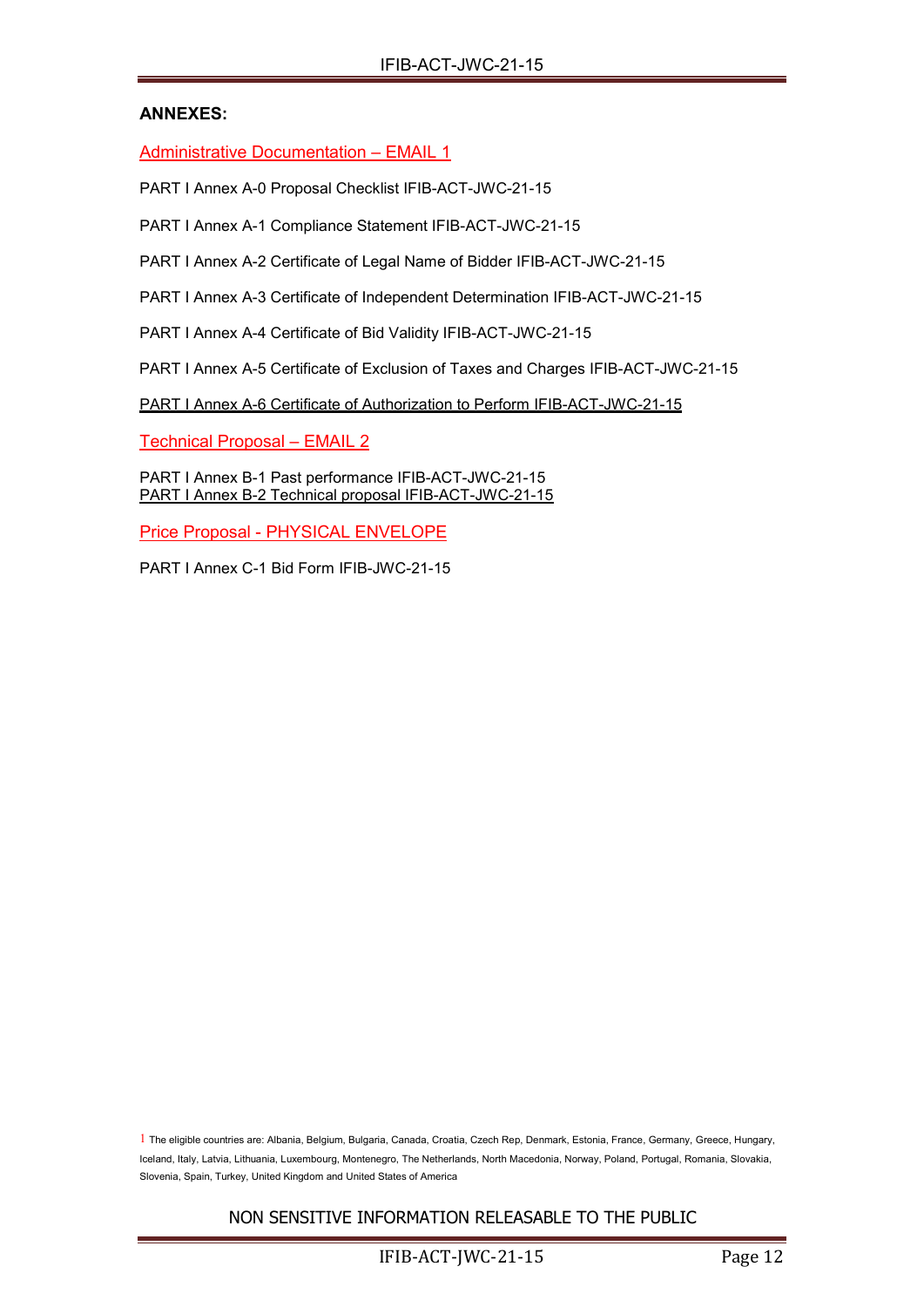**ANNEXES:**

Administrative Documentation – EMAIL 1

PART I Annex A-0 Proposal Checklist IFIB-ACT-JWC-21-15

PART I Annex A-1 Compliance Statement IFIB-ACT-JWC-21-15

PART I Annex A-2 Certificate of Legal Name of Bidder IFIB-ACT-JWC-21-15

PART I Annex A-3 Certificate of Independent Determination IFIB-ACT-JWC-21-15

PART I Annex A-4 Certificate of Bid Validity IFIB-ACT-JWC-21-15

PART I Annex A-5 Certificate of Exclusion of Taxes and Charges IFIB-ACT-JWC-21-15

PART I Annex A-6 Certificate of Authorization to Perform IFIB-ACT-JWC-21-15

Technical Proposal – EMAIL 2

PART I Annex B-1 Past performance IFIB-ACT-JWC-21-15
PART I Annex B-2 Technical proposal IFIB-ACT-JWC-21-15

Price Proposal - PHYSICAL ENVELOPE

PART I Annex C-1 Bid Form IFIB-JWC-21-15

[1] The eligible countries are: Albania, Belgium, Bulgaria, Canada, Croatia, Czech Rep, Denmark, Estonia, France, Germany, Greece, Hungary, Iceland, Italy, Latvia, Lithuania, Luxembourg, Montenegro, The Netherlands, North Macedonia, Norway, Poland, Portugal, Romania, Slovakia, Slovenia, Spain, Turkey, United Kingdom and United States of America

NON SENSITIVE INFORMATION RELEASABLE TO THE PUBLIC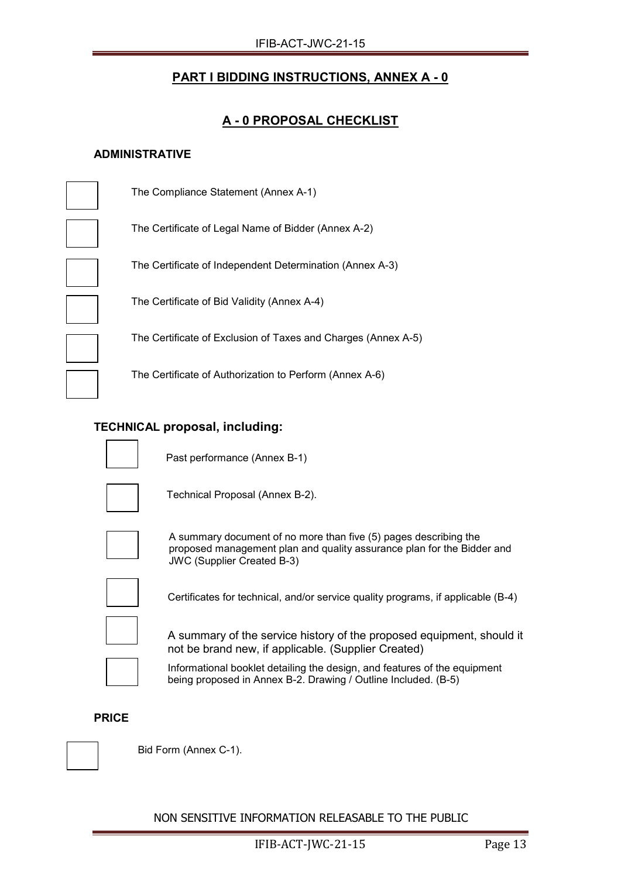## PART I BIDDING INSTRUCTIONS, ANNEX A - 0

## A - 0 PROPOSAL CHECKLIST

### ADMINISTRATIVE

- [ ] The Compliance Statement (Annex A-1)
- [ ] The Certificate of Legal Name of Bidder (Annex A-2)
- [ ] The Certificate of Independent Determination (Annex A-3)
- [ ] The Certificate of Bid Validity (Annex A-4)
- [ ] The Certificate of Exclusion of Taxes and Charges (Annex A-5)
- [ ] The Certificate of Authorization to Perform (Annex A-6)

### TECHNICAL proposal, including:

- [ ] Past performance (Annex B-1)
- [ ] Technical Proposal (Annex B-2).
- [ ] A summary document of no more than five (5) pages describing the proposed management plan and quality assurance plan for the Bidder and JWC (Supplier Created B-3)
- [ ] Certificates for technical, and/or service quality programs, if applicable (B-4)
- [ ] A summary of the service history of the proposed equipment, should it not be brand new, if applicable. (Supplier Created)
- [ ] Informational booklet detailing the design, and features of the equipment being proposed in Annex B-2. Drawing / Outline Included. (B-5)

### PRICE

- [ ] Bid Form (Annex C-1).

NON SENSITIVE INFORMATION RELEASABLE TO THE PUBLIC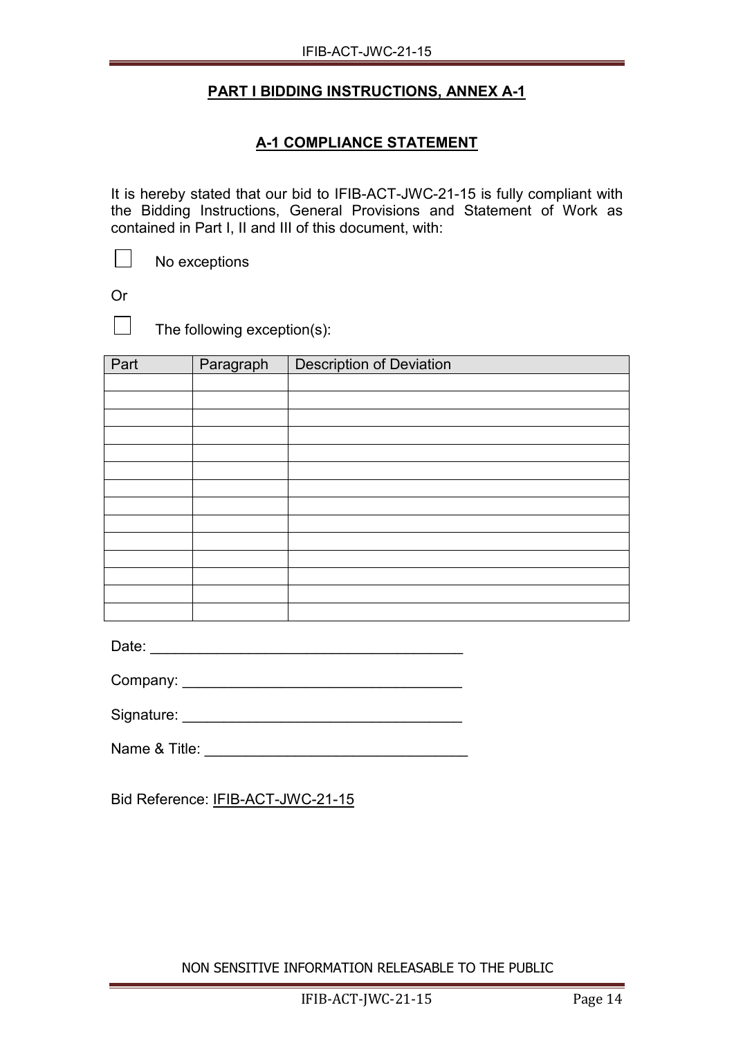**PART I BIDDING INSTRUCTIONS, ANNEX A-1**

**A-1 COMPLIANCE STATEMENT**

It is hereby stated that our bid to IFIB-ACT-JWC-21-15 is fully compliant with the Bidding Instructions, General Provisions and Statement of Work as contained in Part I, II and III of this document, with:

☐ No exceptions

Or

☐ The following exception(s):

| Part | Paragraph | Description of Deviation |
|---|---|---|
| | | |
| | | |
| | | |
| | | |
| | | |
| | | |
| | | |
| | | |
| | | |
| | | |
| | | |
| | | |
| | | |
| | | |

Date: ______________________________________

Company: ________________________________

Signature: _______________________________

Name & Title: ______________________________

Bid Reference: IFIB-ACT-JWC-21-15

NON SENSITIVE INFORMATION RELEASABLE TO THE PUBLIC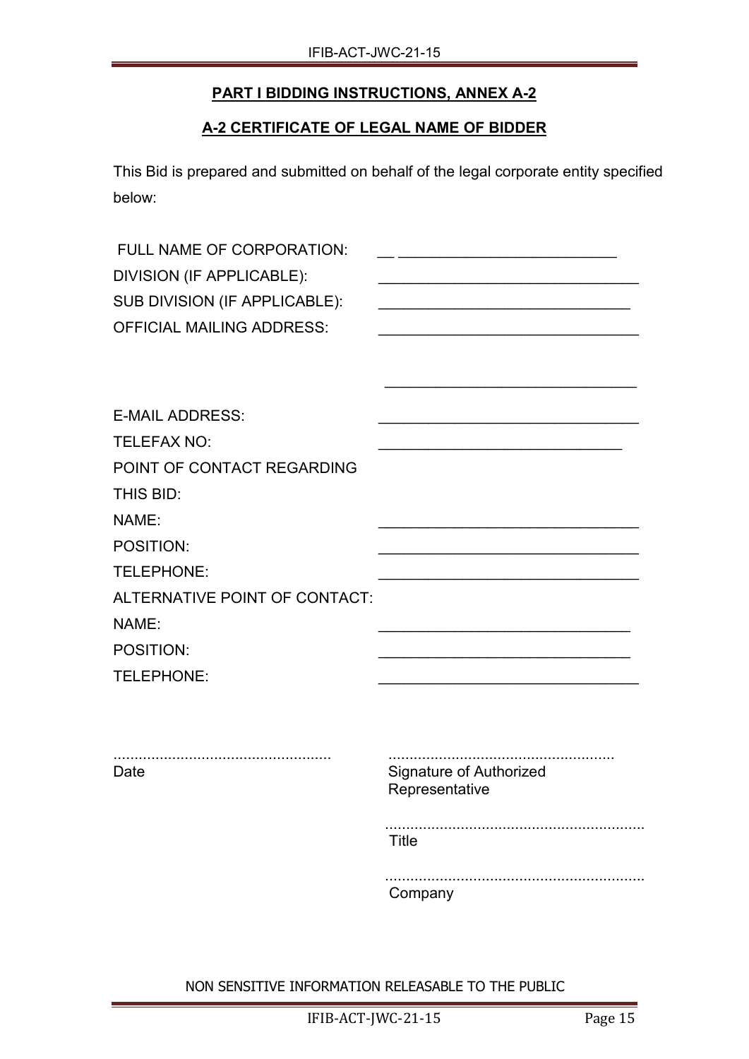## PART I BIDDING INSTRUCTIONS, ANNEX A-2

## A-2 CERTIFICATE OF LEGAL NAME OF BIDDER

This Bid is prepared and submitted on behalf of the legal corporate entity specified below:

FULL NAME OF CORPORATION: __ ___________________________

DIVISION (IF APPLICABLE): ________________________________

SUB DIVISION (IF APPLICABLE): _______________________________

OFFICIAL MAILING ADDRESS: ________________________________

________________________________

E-MAIL ADDRESS: ________________________________

TELEFAX NO: ______________________________

POINT OF CONTACT REGARDING THIS BID:

NAME: ________________________________

POSITION: ________________________________

TELEPHONE: ________________________________

ALTERNATIVE POINT OF CONTACT:

NAME: _______________________________

POSITION: _______________________________

TELEPHONE: ________________________________

....................................................
Date

.....................................................
Signature of Authorized Representative

.............................................................
Title

.............................................................
Company

NON SENSITIVE INFORMATION RELEASABLE TO THE PUBLIC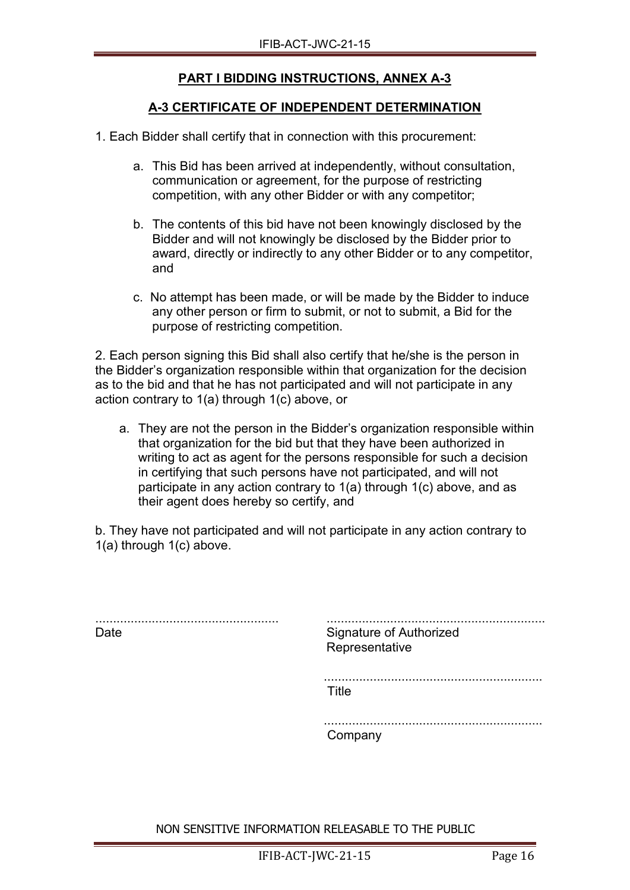## PART I BIDDING INSTRUCTIONS, ANNEX A-3

## A-3 CERTIFICATE OF INDEPENDENT DETERMINATION

1. Each Bidder shall certify that in connection with this procurement:

   a. This Bid has been arrived at independently, without consultation, communication or agreement, for the purpose of restricting competition, with any other Bidder or with any competitor;

   b. The contents of this bid have not been knowingly disclosed by the Bidder and will not knowingly be disclosed by the Bidder prior to award, directly or indirectly to any other Bidder or to any competitor, and

   c. No attempt has been made, or will be made by the Bidder to induce any other person or firm to submit, or not to submit, a Bid for the purpose of restricting competition.

2. Each person signing this Bid shall also certify that he/she is the person in the Bidder's organization responsible within that organization for the decision as to the bid and that he has not participated and will not participate in any action contrary to 1(a) through 1(c) above, or

   a. They are not the person in the Bidder's organization responsible within that organization for the bid but that they have been authorized in writing to act as agent for the persons responsible for such a decision in certifying that such persons have not participated, and will not participate in any action contrary to 1(a) through 1(c) above, and as their agent does hereby so certify, and

b. They have not participated and will not participate in any action contrary to 1(a) through 1(c) above.

| | |
|---|---|
| ................................................... | ............................................................ |
| Date | Signature of Authorized Representative |
| | ............................................................ |
| | Title |
| | ............................................................ |
| | Company |

NON SENSITIVE INFORMATION RELEASABLE TO THE PUBLIC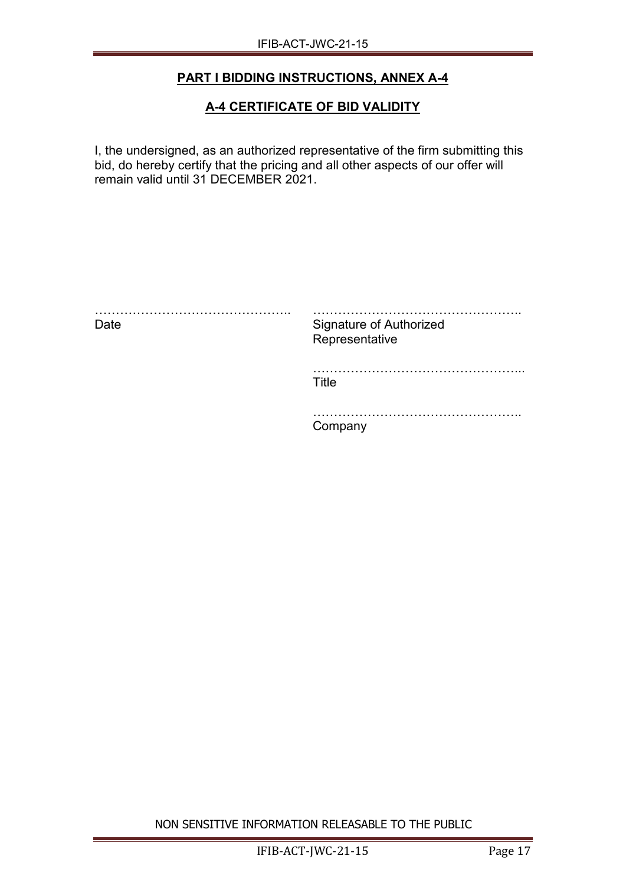**PART I BIDDING INSTRUCTIONS, ANNEX A-4**

**A-4 CERTIFICATE OF BID VALIDITY**

I, the undersigned, as an authorized representative of the firm submitting this bid, do hereby certify that the pricing and all other aspects of our offer will remain valid until 31 DECEMBER 2021.

| | |
|---|---|
| ……………………………………….. | ………………………………………….. |
| Date | Signature of Authorized Representative |
| | ………………………………………….. |
| | Title |
| | ………………………………………….. |
| | Company |

NON SENSITIVE INFORMATION RELEASABLE TO THE PUBLIC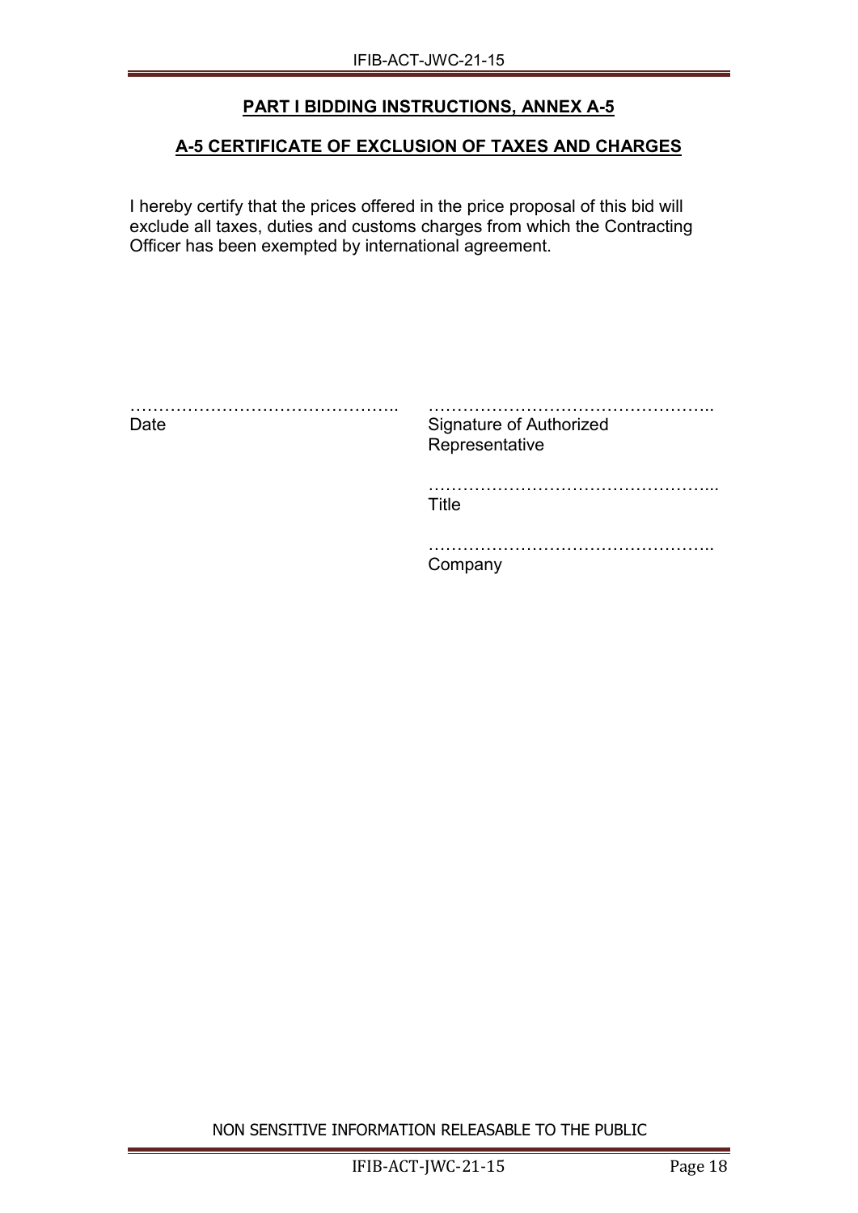## PART I BIDDING INSTRUCTIONS, ANNEX A-5

## A-5 CERTIFICATE OF EXCLUSION OF TAXES AND CHARGES

I hereby certify that the prices offered in the price proposal of this bid will exclude all taxes, duties and customs charges from which the Contracting Officer has been exempted by international agreement.

| | |
|---|---|
| ……………………………………….. | ………………………………………….. |
| Date | Signature of Authorized Representative |
| | ………………………………………….. |
| | Title |
| | ………………………………………….. |
| | Company |

NON SENSITIVE INFORMATION RELEASABLE TO THE PUBLIC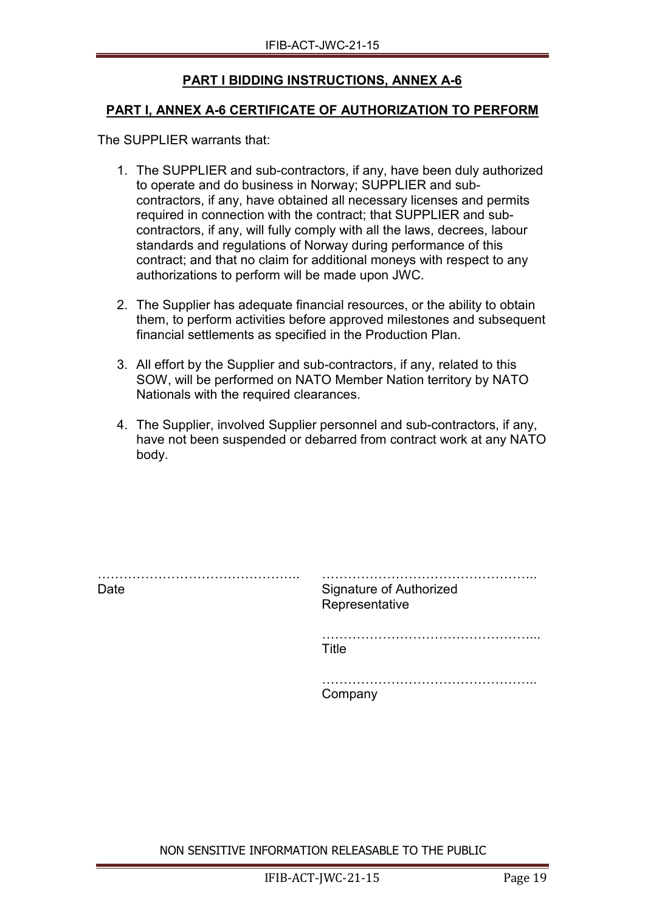## PART I BIDDING INSTRUCTIONS, ANNEX A-6

### PART I, ANNEX A-6 CERTIFICATE OF AUTHORIZATION TO PERFORM

The SUPPLIER warrants that:

1. The SUPPLIER and sub-contractors, if any, have been duly authorized to operate and do business in Norway; SUPPLIER and sub-contractors, if any, have obtained all necessary licenses and permits required in connection with the contract; that SUPPLIER and sub-contractors, if any, will fully comply with all the laws, decrees, labour standards and regulations of Norway during performance of this contract; and that no claim for additional moneys with respect to any authorizations to perform will be made upon JWC.

2. The Supplier has adequate financial resources, or the ability to obtain them, to perform activities before approved milestones and subsequent financial settlements as specified in the Production Plan.

3. All effort by the Supplier and sub-contractors, if any, related to this SOW, will be performed on NATO Member Nation territory by NATO Nationals with the required clearances.

4. The Supplier, involved Supplier personnel and sub-contractors, if any, have not been suspended or debarred from contract work at any NATO body.

……………………………………….. 
Date

………………………………………….. 
Signature of Authorized Representative

………………………………………….. 
Title

………………………………………….. 
Company

NON SENSITIVE INFORMATION RELEASABLE TO THE PUBLIC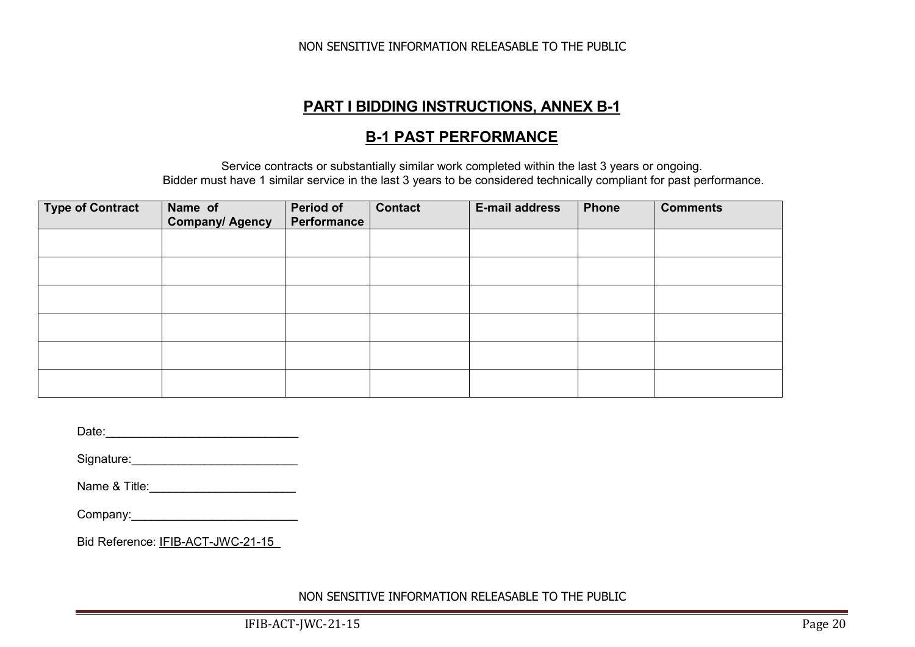## PART I BIDDING INSTRUCTIONS, ANNEX B-1

## B-1 PAST PERFORMANCE

Service contracts or substantially similar work completed within the last 3 years or ongoing.
Bidder must have 1 similar service in the last 3 years to be considered technically compliant for past performance.

| Type of Contract | Name of Company/ Agency | Period of Performance | Contact | E-mail address | Phone | Comments |
|---|---|---|---|---|---|---|
| | | | | | | |
| | | | | | | |
| | | | | | | |
| | | | | | | |
| | | | | | | |
| | | | | | | |

Date:_____________________________

Signature:_________________________

Name & Title:______________________

Company:_________________________

Bid Reference: IFIB-ACT-JWC-21-15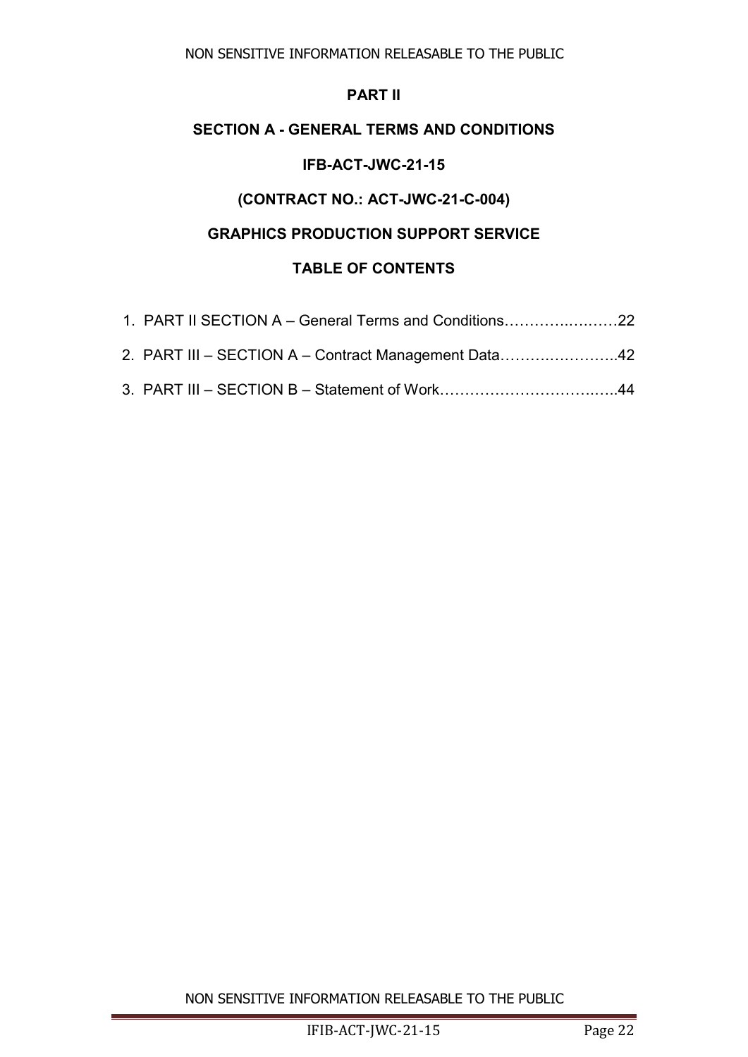# PART II

## SECTION A - GENERAL TERMS AND CONDITIONS

## IFB-ACT-JWC-21-15

## (CONTRACT NO.: ACT-JWC-21-C-004)

## GRAPHICS PRODUCTION SUPPORT SERVICE

## TABLE OF CONTENTS

1. PART II SECTION A – General Terms and Conditions……………………22
2. PART III – SECTION A – Contract Management Data…………………..42
3. PART III – SECTION B – Statement of Work……………………………..44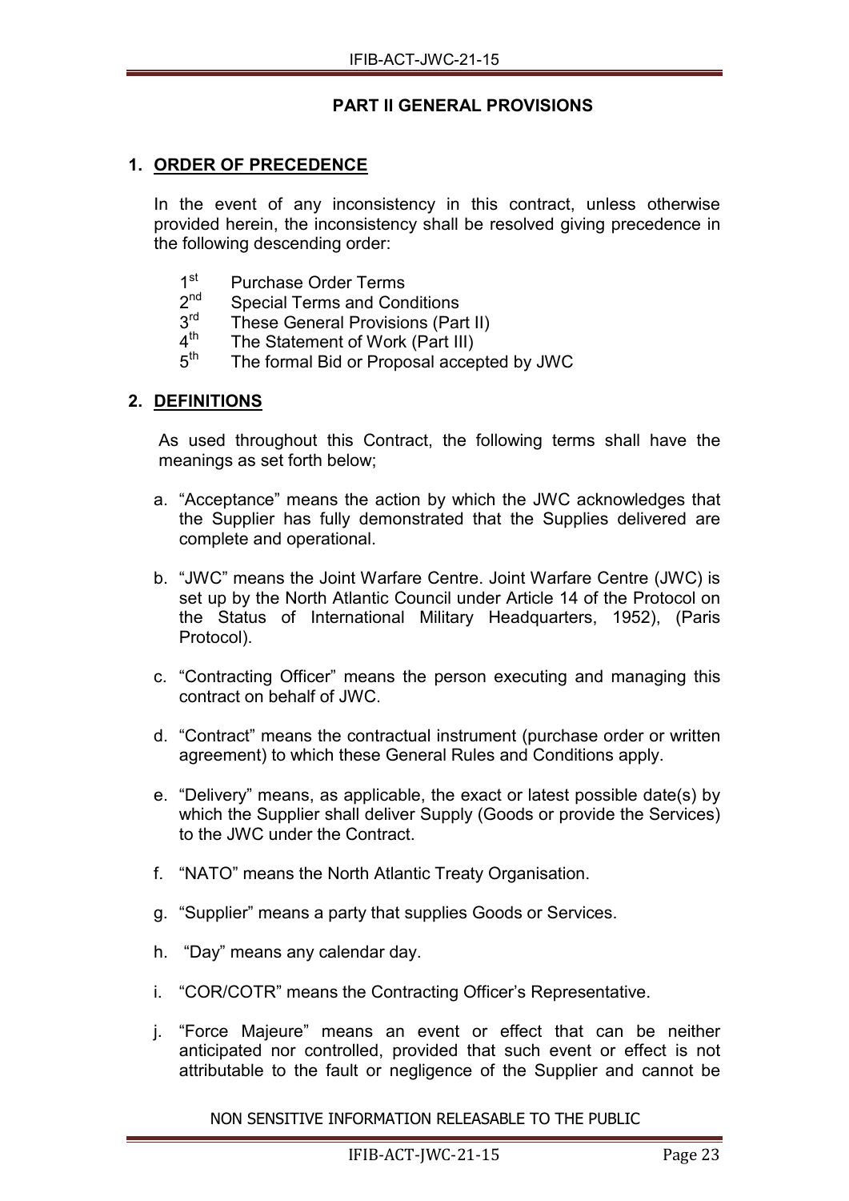# PART II GENERAL PROVISIONS

## 1. ORDER OF PRECEDENCE

In the event of any inconsistency in this contract, unless otherwise provided herein, the inconsistency shall be resolved giving precedence in the following descending order:

1st Purchase Order Terms
2nd Special Terms and Conditions
3rd These General Provisions (Part II)
4th The Statement of Work (Part III)
5th The formal Bid or Proposal accepted by JWC

## 2. DEFINITIONS

As used throughout this Contract, the following terms shall have the meanings as set forth below;

a. "Acceptance" means the action by which the JWC acknowledges that the Supplier has fully demonstrated that the Supplies delivered are complete and operational.

b. "JWC" means the Joint Warfare Centre. Joint Warfare Centre (JWC) is set up by the North Atlantic Council under Article 14 of the Protocol on the Status of International Military Headquarters, 1952), (Paris Protocol).

c. "Contracting Officer" means the person executing and managing this contract on behalf of JWC.

d. "Contract" means the contractual instrument (purchase order or written agreement) to which these General Rules and Conditions apply.

e. "Delivery" means, as applicable, the exact or latest possible date(s) by which the Supplier shall deliver Supply (Goods or provide the Services) to the JWC under the Contract.

f. "NATO" means the North Atlantic Treaty Organisation.

g. "Supplier" means a party that supplies Goods or Services.

h. "Day" means any calendar day.

i. "COR/COTR" means the Contracting Officer's Representative.

j. "Force Majeure" means an event or effect that can be neither anticipated nor controlled, provided that such event or effect is not attributable to the fault or negligence of the Supplier and cannot be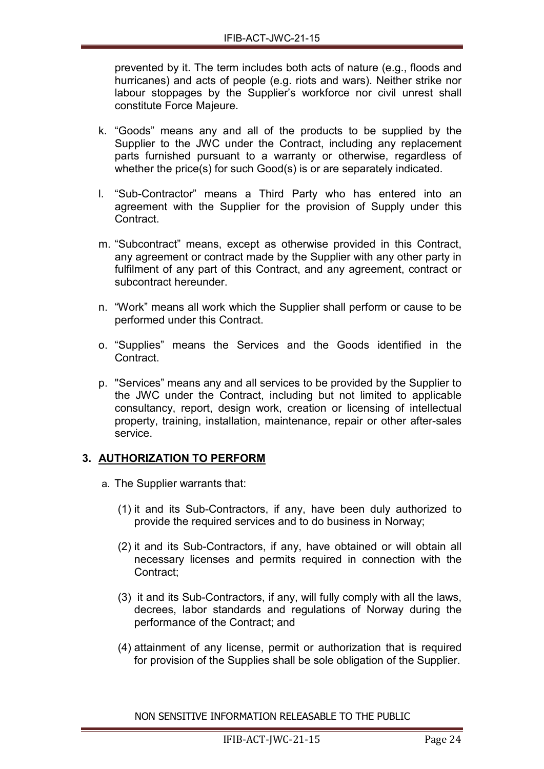prevented by it. The term includes both acts of nature (e.g., floods and hurricanes) and acts of people (e.g. riots and wars). Neither strike nor labour stoppages by the Supplier's workforce nor civil unrest shall constitute Force Majeure.

k. "Goods" means any and all of the products to be supplied by the Supplier to the JWC under the Contract, including any replacement parts furnished pursuant to a warranty or otherwise, regardless of whether the price(s) for such Good(s) is or are separately indicated.

l. "Sub-Contractor" means a Third Party who has entered into an agreement with the Supplier for the provision of Supply under this Contract.

m. "Subcontract" means, except as otherwise provided in this Contract, any agreement or contract made by the Supplier with any other party in fulfilment of any part of this Contract, and any agreement, contract or subcontract hereunder.

n. "Work" means all work which the Supplier shall perform or cause to be performed under this Contract.

o. "Supplies" means the Services and the Goods identified in the Contract.

p. "Services" means any and all services to be provided by the Supplier to the JWC under the Contract, including but not limited to applicable consultancy, report, design work, creation or licensing of intellectual property, training, installation, maintenance, repair or other after-sales service.

## 3. AUTHORIZATION TO PERFORM

a. The Supplier warrants that:

(1) it and its Sub-Contractors, if any, have been duly authorized to provide the required services and to do business in Norway;

(2) it and its Sub-Contractors, if any, have obtained or will obtain all necessary licenses and permits required in connection with the Contract;

(3) it and its Sub-Contractors, if any, will fully comply with all the laws, decrees, labor standards and regulations of Norway during the performance of the Contract; and

(4) attainment of any license, permit or authorization that is required for provision of the Supplies shall be sole obligation of the Supplier.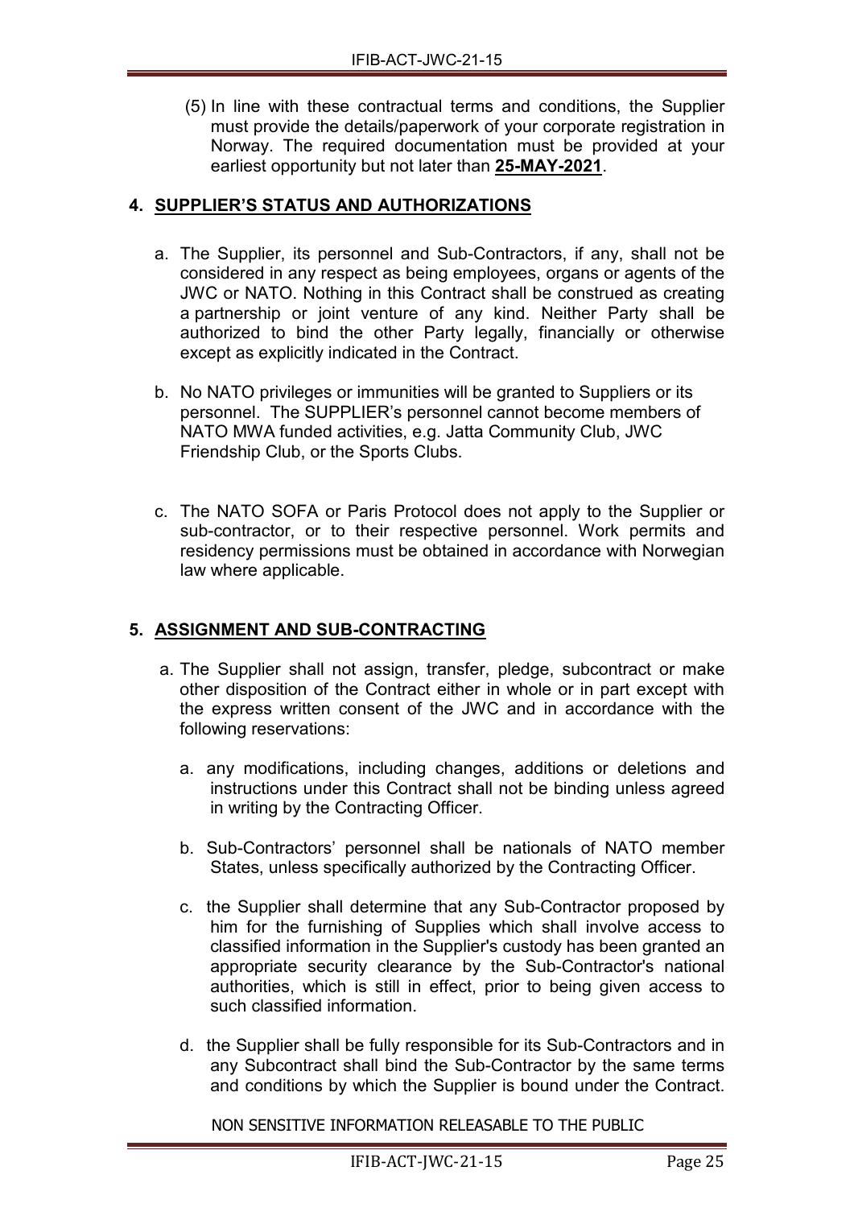(5) In line with these contractual terms and conditions, the Supplier must provide the details/paperwork of your corporate registration in Norway. The required documentation must be provided at your earliest opportunity but not later than **25-MAY-2021**.

## 4. SUPPLIER'S STATUS AND AUTHORIZATIONS

a. The Supplier, its personnel and Sub-Contractors, if any, shall not be considered in any respect as being employees, organs or agents of the JWC or NATO. Nothing in this Contract shall be construed as creating a partnership or joint venture of any kind. Neither Party shall be authorized to bind the other Party legally, financially or otherwise except as explicitly indicated in the Contract.

b. No NATO privileges or immunities will be granted to Suppliers or its personnel. The SUPPLIER's personnel cannot become members of NATO MWA funded activities, e.g. Jatta Community Club, JWC Friendship Club, or the Sports Clubs.

c. The NATO SOFA or Paris Protocol does not apply to the Supplier or sub-contractor, or to their respective personnel. Work permits and residency permissions must be obtained in accordance with Norwegian law where applicable.

## 5. ASSIGNMENT AND SUB-CONTRACTING

a. The Supplier shall not assign, transfer, pledge, subcontract or make other disposition of the Contract either in whole or in part except with the express written consent of the JWC and in accordance with the following reservations:

   a. any modifications, including changes, additions or deletions and instructions under this Contract shall not be binding unless agreed in writing by the Contracting Officer.

   b. Sub-Contractors' personnel shall be nationals of NATO member States, unless specifically authorized by the Contracting Officer.

   c. the Supplier shall determine that any Sub-Contractor proposed by him for the furnishing of Supplies which shall involve access to classified information in the Supplier's custody has been granted an appropriate security clearance by the Sub-Contractor's national authorities, which is still in effect, prior to being given access to such classified information.

   d. the Supplier shall be fully responsible for its Sub-Contractors and in any Subcontract shall bind the Sub-Contractor by the same terms and conditions by which the Supplier is bound under the Contract.

NON SENSITIVE INFORMATION RELEASABLE TO THE PUBLIC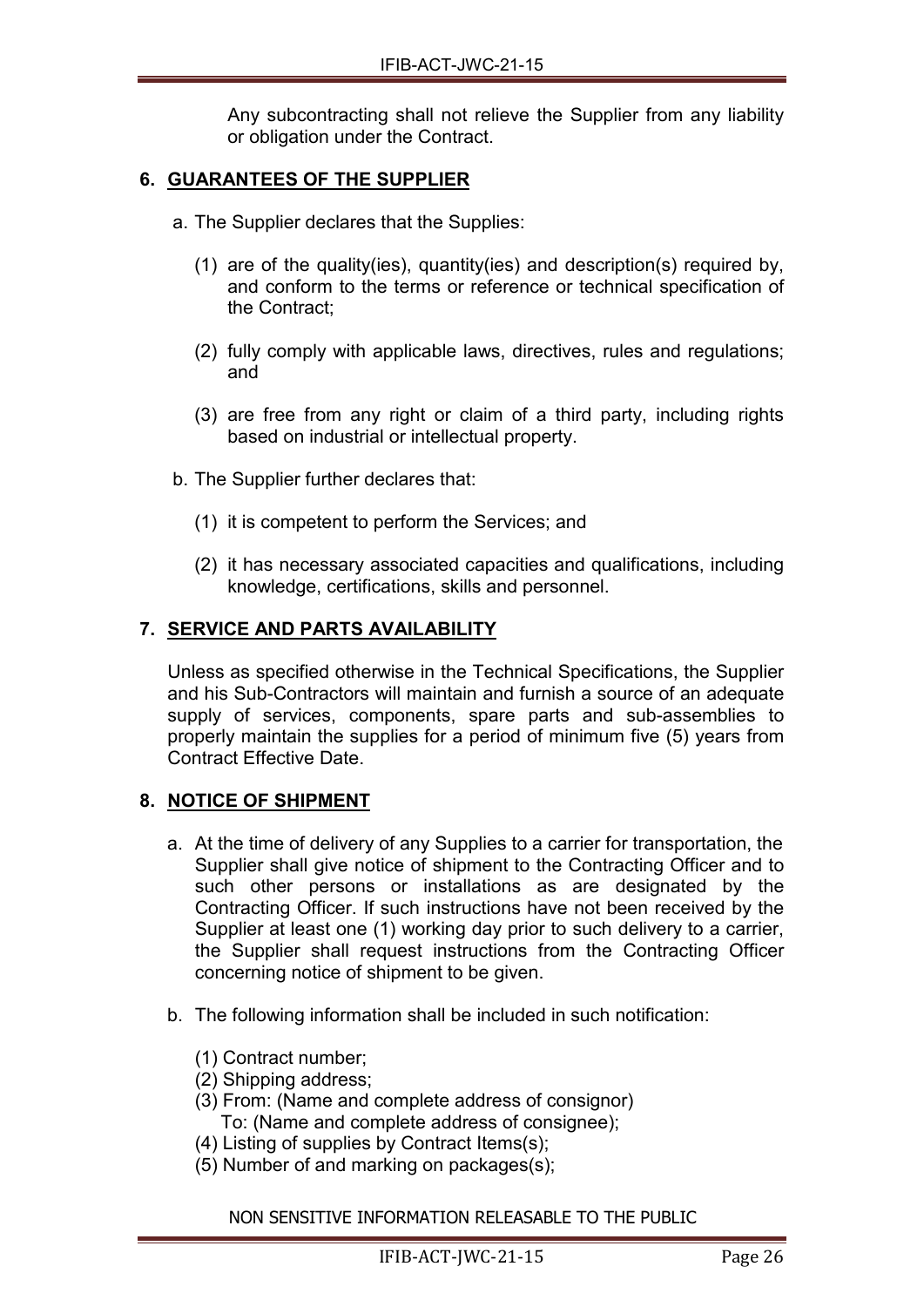Any subcontracting shall not relieve the Supplier from any liability or obligation under the Contract.

## 6. GUARANTEES OF THE SUPPLIER

a. The Supplier declares that the Supplies:

(1) are of the quality(ies), quantity(ies) and description(s) required by, and conform to the terms or reference or technical specification of the Contract;

(2) fully comply with applicable laws, directives, rules and regulations; and

(3) are free from any right or claim of a third party, including rights based on industrial or intellectual property.

b. The Supplier further declares that:

(1) it is competent to perform the Services; and

(2) it has necessary associated capacities and qualifications, including knowledge, certifications, skills and personnel.

## 7. SERVICE AND PARTS AVAILABILITY

Unless as specified otherwise in the Technical Specifications, the Supplier and his Sub-Contractors will maintain and furnish a source of an adequate supply of services, components, spare parts and sub-assemblies to properly maintain the supplies for a period of minimum five (5) years from Contract Effective Date.

## 8. NOTICE OF SHIPMENT

a. At the time of delivery of any Supplies to a carrier for transportation, the Supplier shall give notice of shipment to the Contracting Officer and to such other persons or installations as are designated by the Contracting Officer. If such instructions have not been received by the Supplier at least one (1) working day prior to such delivery to a carrier, the Supplier shall request instructions from the Contracting Officer concerning notice of shipment to be given.

b. The following information shall be included in such notification:

(1) Contract number;
(2) Shipping address;
(3) From: (Name and complete address of consignor)
To: (Name and complete address of consignee);
(4) Listing of supplies by Contract Items(s);
(5) Number of and marking on packages(s);

NON SENSITIVE INFORMATION RELEASABLE TO THE PUBLIC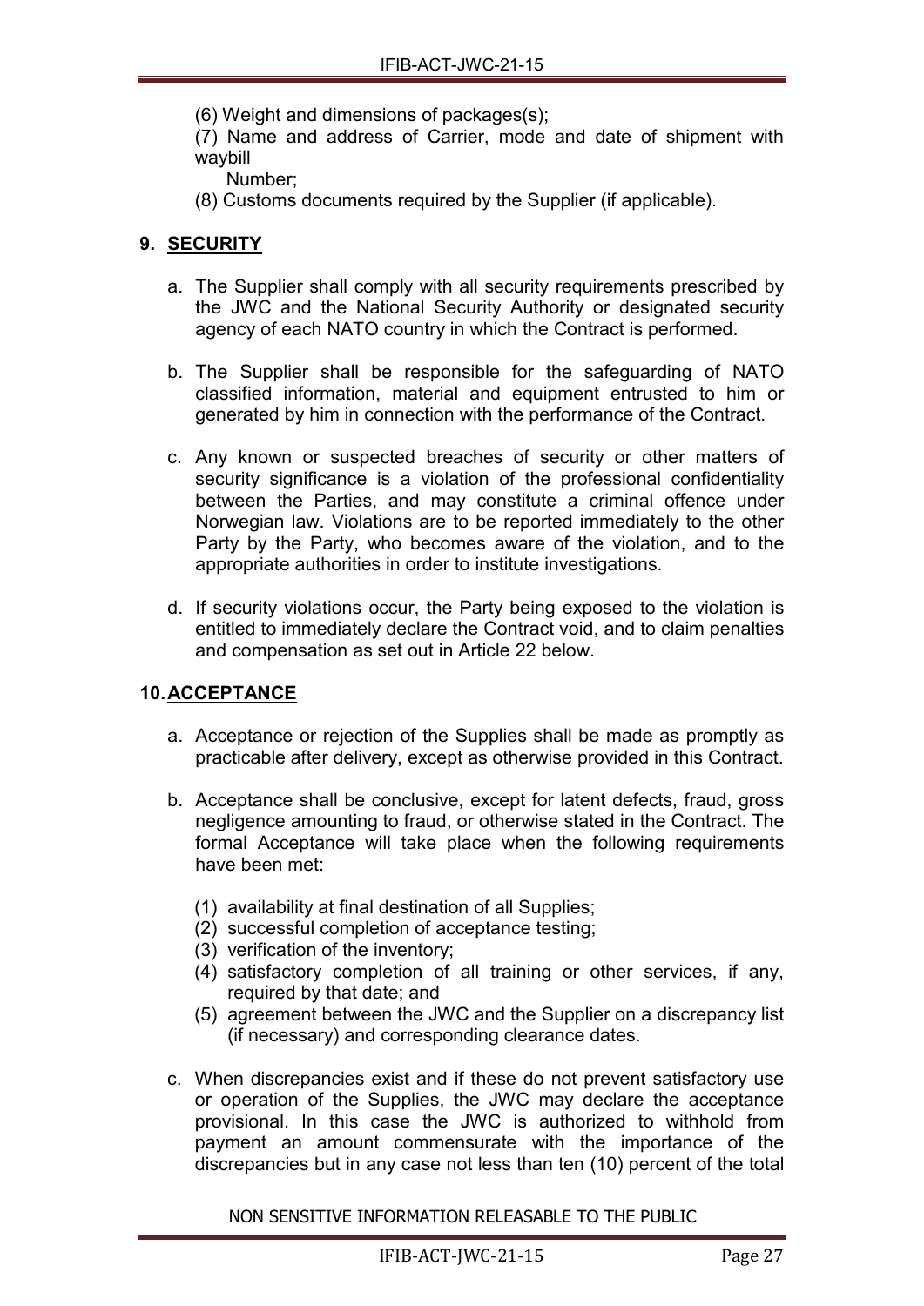(6) Weight and dimensions of packages(s);

(7) Name and address of Carrier, mode and date of shipment with waybill
Number;

(8) Customs documents required by the Supplier (if applicable).

## 9. SECURITY

a. The Supplier shall comply with all security requirements prescribed by the JWC and the National Security Authority or designated security agency of each NATO country in which the Contract is performed.

b. The Supplier shall be responsible for the safeguarding of NATO classified information, material and equipment entrusted to him or generated by him in connection with the performance of the Contract.

c. Any known or suspected breaches of security or other matters of security significance is a violation of the professional confidentiality between the Parties, and may constitute a criminal offence under Norwegian law. Violations are to be reported immediately to the other Party by the Party, who becomes aware of the violation, and to the appropriate authorities in order to institute investigations.

d. If security violations occur, the Party being exposed to the violation is entitled to immediately declare the Contract void, and to claim penalties and compensation as set out in Article 22 below.

## 10. ACCEPTANCE

a. Acceptance or rejection of the Supplies shall be made as promptly as practicable after delivery, except as otherwise provided in this Contract.

b. Acceptance shall be conclusive, except for latent defects, fraud, gross negligence amounting to fraud, or otherwise stated in the Contract. The formal Acceptance will take place when the following requirements have been met:

   (1) availability at final destination of all Supplies;
   (2) successful completion of acceptance testing;
   (3) verification of the inventory;
   (4) satisfactory completion of all training or other services, if any, required by that date; and
   (5) agreement between the JWC and the Supplier on a discrepancy list (if necessary) and corresponding clearance dates.

c. When discrepancies exist and if these do not prevent satisfactory use or operation of the Supplies, the JWC may declare the acceptance provisional. In this case the JWC is authorized to withhold from payment an amount commensurate with the importance of the discrepancies but in any case not less than ten (10) percent of the total

NON SENSITIVE INFORMATION RELEASABLE TO THE PUBLIC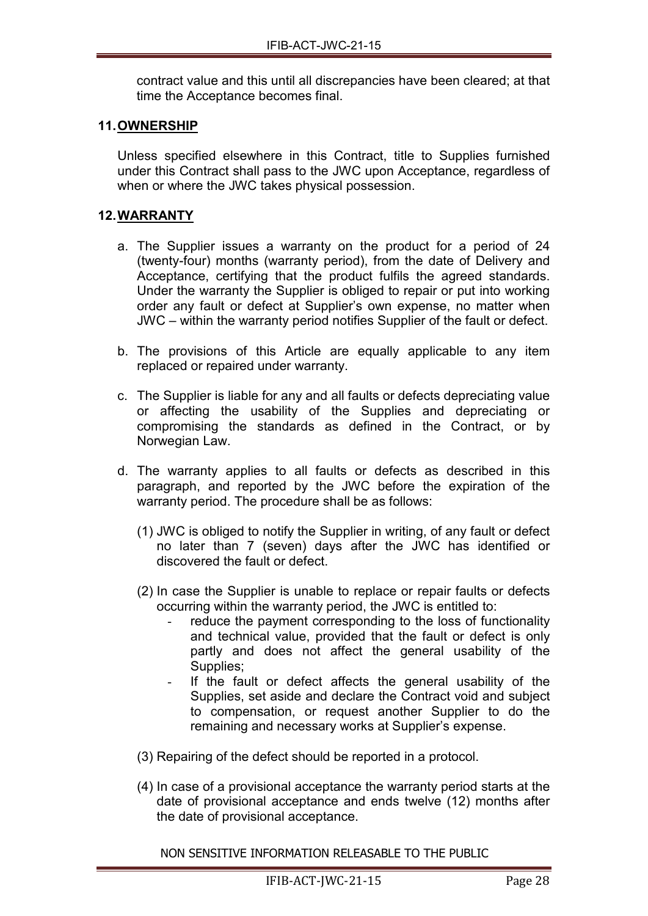contract value and this until all discrepancies have been cleared; at that time the Acceptance becomes final.

## 11. OWNERSHIP

Unless specified elsewhere in this Contract, title to Supplies furnished under this Contract shall pass to the JWC upon Acceptance, regardless of when or where the JWC takes physical possession.

## 12. WARRANTY

a. The Supplier issues a warranty on the product for a period of 24 (twenty-four) months (warranty period), from the date of Delivery and Acceptance, certifying that the product fulfils the agreed standards. Under the warranty the Supplier is obliged to repair or put into working order any fault or defect at Supplier's own expense, no matter when JWC – within the warranty period notifies Supplier of the fault or defect.

b. The provisions of this Article are equally applicable to any item replaced or repaired under warranty.

c. The Supplier is liable for any and all faults or defects depreciating value or affecting the usability of the Supplies and depreciating or compromising the standards as defined in the Contract, or by Norwegian Law.

d. The warranty applies to all faults or defects as described in this paragraph, and reported by the JWC before the expiration of the warranty period. The procedure shall be as follows:

   (1) JWC is obliged to notify the Supplier in writing, of any fault or defect no later than 7 (seven) days after the JWC has identified or discovered the fault or defect.

   (2) In case the Supplier is unable to replace or repair faults or defects occurring within the warranty period, the JWC is entitled to:
   - reduce the payment corresponding to the loss of functionality and technical value, provided that the fault or defect is only partly and does not affect the general usability of the Supplies;
   - If the fault or defect affects the general usability of the Supplies, set aside and declare the Contract void and subject to compensation, or request another Supplier to do the remaining and necessary works at Supplier's expense.

   (3) Repairing of the defect should be reported in a protocol.

   (4) In case of a provisional acceptance the warranty period starts at the date of provisional acceptance and ends twelve (12) months after the date of provisional acceptance.

NON SENSITIVE INFORMATION RELEASABLE TO THE PUBLIC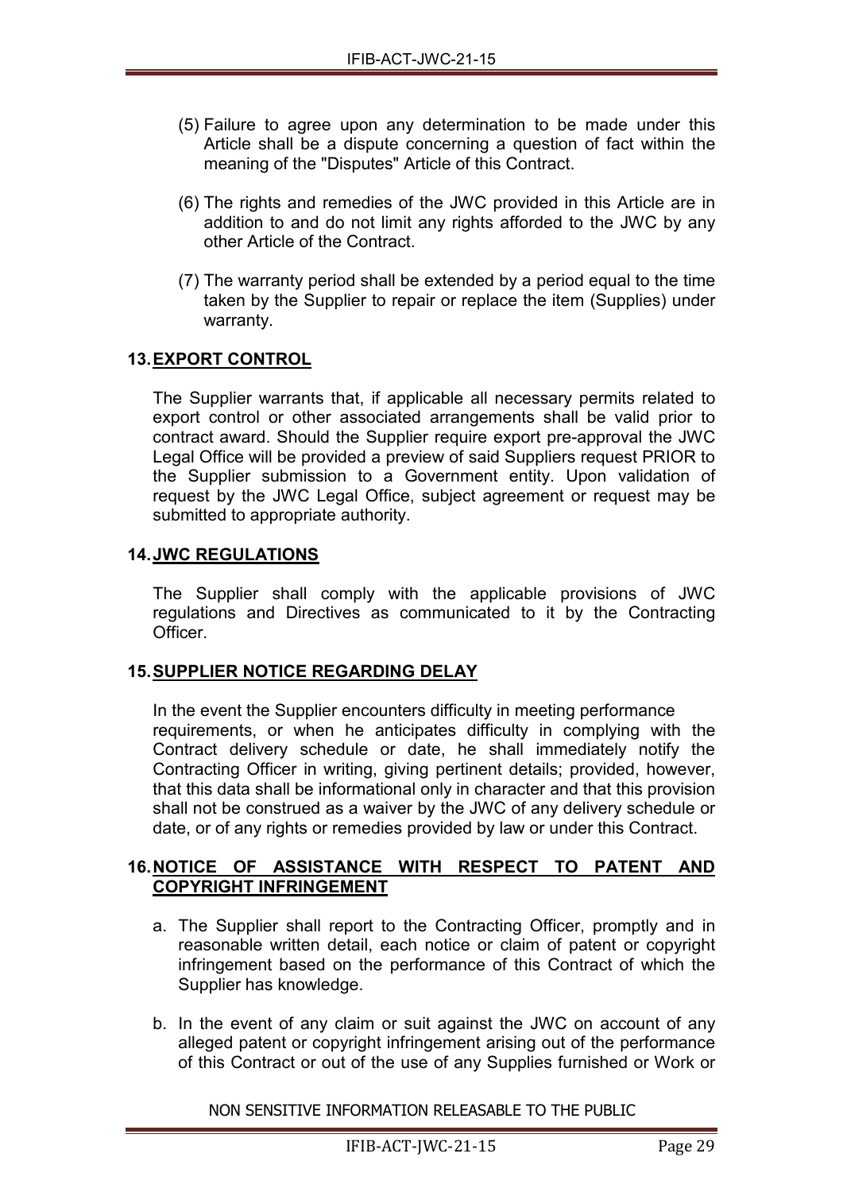(5) Failure to agree upon any determination to be made under this Article shall be a dispute concerning a question of fact within the meaning of the "Disputes" Article of this Contract.

(6) The rights and remedies of the JWC provided in this Article are in addition to and do not limit any rights afforded to the JWC by any other Article of the Contract.

(7) The warranty period shall be extended by a period equal to the time taken by the Supplier to repair or replace the item (Supplies) under warranty.

## 13. EXPORT CONTROL

The Supplier warrants that, if applicable all necessary permits related to export control or other associated arrangements shall be valid prior to contract award. Should the Supplier require export pre-approval the JWC Legal Office will be provided a preview of said Suppliers request PRIOR to the Supplier submission to a Government entity. Upon validation of request by the JWC Legal Office, subject agreement or request may be submitted to appropriate authority.

## 14. JWC REGULATIONS

The Supplier shall comply with the applicable provisions of JWC regulations and Directives as communicated to it by the Contracting Officer.

## 15. SUPPLIER NOTICE REGARDING DELAY

In the event the Supplier encounters difficulty in meeting performance requirements, or when he anticipates difficulty in complying with the Contract delivery schedule or date, he shall immediately notify the Contracting Officer in writing, giving pertinent details; provided, however, that this data shall be informational only in character and that this provision shall not be construed as a waiver by the JWC of any delivery schedule or date, or of any rights or remedies provided by law or under this Contract.

## 16. NOTICE OF ASSISTANCE WITH RESPECT TO PATENT AND COPYRIGHT INFRINGEMENT

a. The Supplier shall report to the Contracting Officer, promptly and in reasonable written detail, each notice or claim of patent or copyright infringement based on the performance of this Contract of which the Supplier has knowledge.

b. In the event of any claim or suit against the JWC on account of any alleged patent or copyright infringement arising out of the performance of this Contract or out of the use of any Supplies furnished or Work or

NON SENSITIVE INFORMATION RELEASABLE TO THE PUBLIC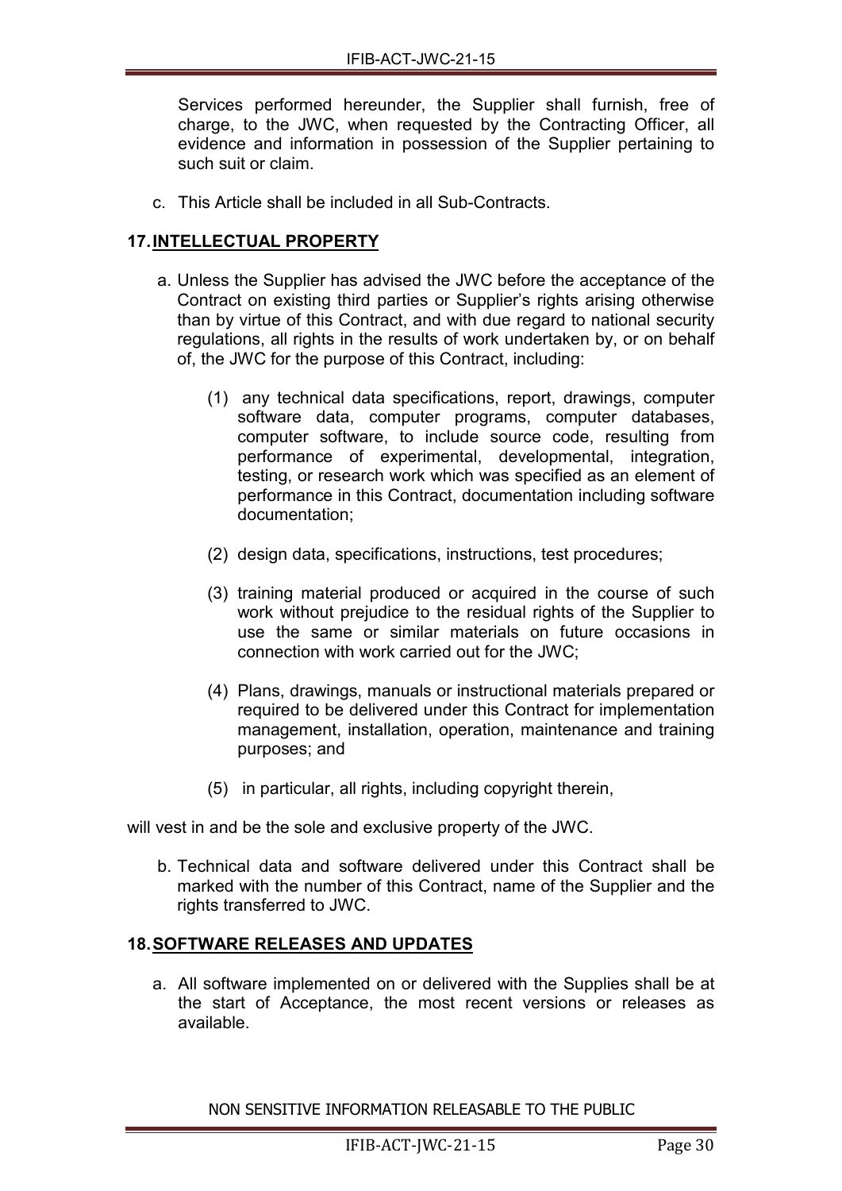Services performed hereunder, the Supplier shall furnish, free of charge, to the JWC, when requested by the Contracting Officer, all evidence and information in possession of the Supplier pertaining to such suit or claim.

c. This Article shall be included in all Sub-Contracts.

## 17. INTELLECTUAL PROPERTY

a. Unless the Supplier has advised the JWC before the acceptance of the Contract on existing third parties or Supplier's rights arising otherwise than by virtue of this Contract, and with due regard to national security regulations, all rights in the results of work undertaken by, or on behalf of, the JWC for the purpose of this Contract, including:

   (1) any technical data specifications, report, drawings, computer software data, computer programs, computer databases, computer software, to include source code, resulting from performance of experimental, developmental, integration, testing, or research work which was specified as an element of performance in this Contract, documentation including software documentation;

   (2) design data, specifications, instructions, test procedures;

   (3) training material produced or acquired in the course of such work without prejudice to the residual rights of the Supplier to use the same or similar materials on future occasions in connection with work carried out for the JWC;

   (4) Plans, drawings, manuals or instructional materials prepared or required to be delivered under this Contract for implementation management, installation, operation, maintenance and training purposes; and

   (5) in particular, all rights, including copyright therein,

will vest in and be the sole and exclusive property of the JWC.

b. Technical data and software delivered under this Contract shall be marked with the number of this Contract, name of the Supplier and the rights transferred to JWC.

## 18. SOFTWARE RELEASES AND UPDATES

a. All software implemented on or delivered with the Supplies shall be at the start of Acceptance, the most recent versions or releases as available.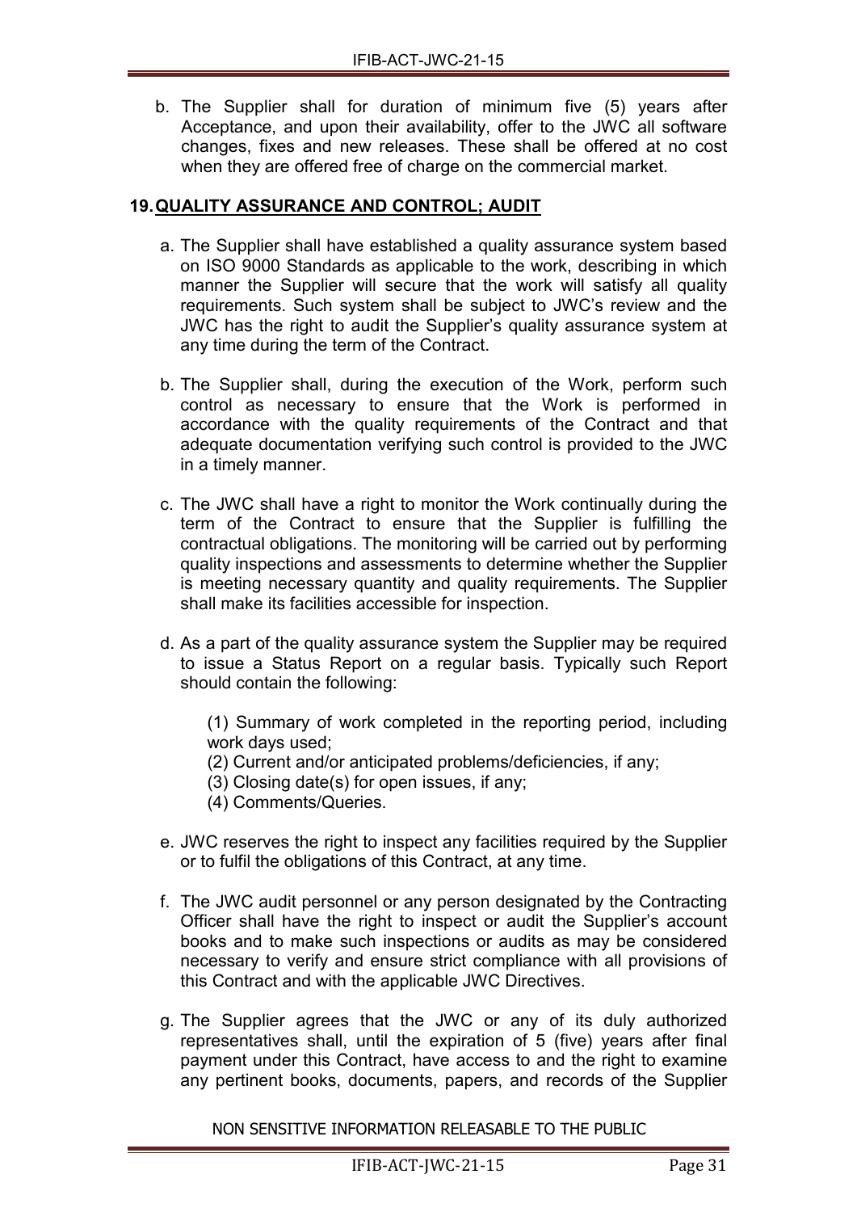b. The Supplier shall for duration of minimum five (5) years after Acceptance, and upon their availability, offer to the JWC all software changes, fixes and new releases. These shall be offered at no cost when they are offered free of charge on the commercial market.

## 19. QUALITY ASSURANCE AND CONTROL; AUDIT

a. The Supplier shall have established a quality assurance system based on ISO 9000 Standards as applicable to the work, describing in which manner the Supplier will secure that the work will satisfy all quality requirements. Such system shall be subject to JWC's review and the JWC has the right to audit the Supplier's quality assurance system at any time during the term of the Contract.

b. The Supplier shall, during the execution of the Work, perform such control as necessary to ensure that the Work is performed in accordance with the quality requirements of the Contract and that adequate documentation verifying such control is provided to the JWC in a timely manner.

c. The JWC shall have a right to monitor the Work continually during the term of the Contract to ensure that the Supplier is fulfilling the contractual obligations. The monitoring will be carried out by performing quality inspections and assessments to determine whether the Supplier is meeting necessary quantity and quality requirements. The Supplier shall make its facilities accessible for inspection.

d. As a part of the quality assurance system the Supplier may be required to issue a Status Report on a regular basis. Typically such Report should contain the following:

   (1) Summary of work completed in the reporting period, including work days used;
   (2) Current and/or anticipated problems/deficiencies, if any;
   (3) Closing date(s) for open issues, if any;
   (4) Comments/Queries.

e. JWC reserves the right to inspect any facilities required by the Supplier or to fulfil the obligations of this Contract, at any time.

f. The JWC audit personnel or any person designated by the Contracting Officer shall have the right to inspect or audit the Supplier's account books and to make such inspections or audits as may be considered necessary to verify and ensure strict compliance with all provisions of this Contract and with the applicable JWC Directives.

g. The Supplier agrees that the JWC or any of its duly authorized representatives shall, until the expiration of 5 (five) years after final payment under this Contract, have access to and the right to examine any pertinent books, documents, papers, and records of the Supplier

NON SENSITIVE INFORMATION RELEASABLE TO THE PUBLIC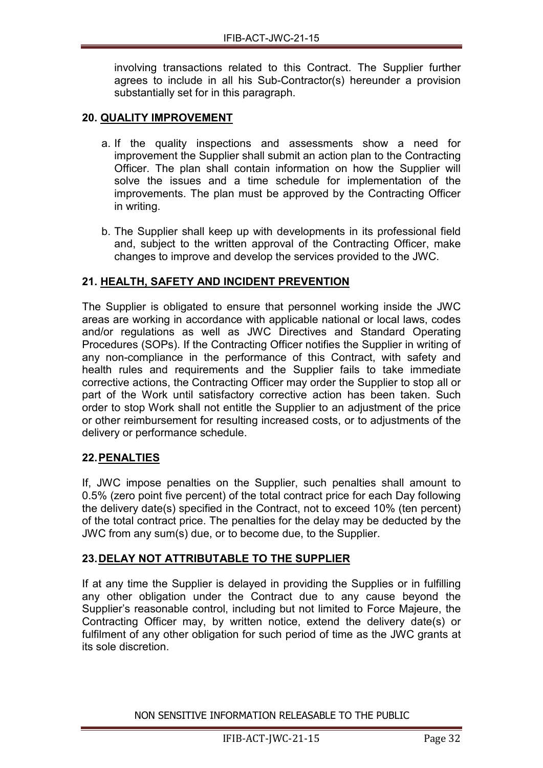involving transactions related to this Contract. The Supplier further agrees to include in all his Sub-Contractor(s) hereunder a provision substantially set for in this paragraph.

## 20. QUALITY IMPROVEMENT

a. If the quality inspections and assessments show a need for improvement the Supplier shall submit an action plan to the Contracting Officer. The plan shall contain information on how the Supplier will solve the issues and a time schedule for implementation of the improvements. The plan must be approved by the Contracting Officer in writing.

b. The Supplier shall keep up with developments in its professional field and, subject to the written approval of the Contracting Officer, make changes to improve and develop the services provided to the JWC.

## 21. HEALTH, SAFETY AND INCIDENT PREVENTION

The Supplier is obligated to ensure that personnel working inside the JWC areas are working in accordance with applicable national or local laws, codes and/or regulations as well as JWC Directives and Standard Operating Procedures (SOPs). If the Contracting Officer notifies the Supplier in writing of any non-compliance in the performance of this Contract, with safety and health rules and requirements and the Supplier fails to take immediate corrective actions, the Contracting Officer may order the Supplier to stop all or part of the Work until satisfactory corrective action has been taken. Such order to stop Work shall not entitle the Supplier to an adjustment of the price or other reimbursement for resulting increased costs, or to adjustments of the delivery or performance schedule.

## 22. PENALTIES

If, JWC impose penalties on the Supplier, such penalties shall amount to 0.5% (zero point five percent) of the total contract price for each Day following the delivery date(s) specified in the Contract, not to exceed 10% (ten percent) of the total contract price. The penalties for the delay may be deducted by the JWC from any sum(s) due, or to become due, to the Supplier.

## 23. DELAY NOT ATTRIBUTABLE TO THE SUPPLIER

If at any time the Supplier is delayed in providing the Supplies or in fulfilling any other obligation under the Contract due to any cause beyond the Supplier's reasonable control, including but not limited to Force Majeure, the Contracting Officer may, by written notice, extend the delivery date(s) or fulfilment of any other obligation for such period of time as the JWC grants at its sole discretion.

NON SENSITIVE INFORMATION RELEASABLE TO THE PUBLIC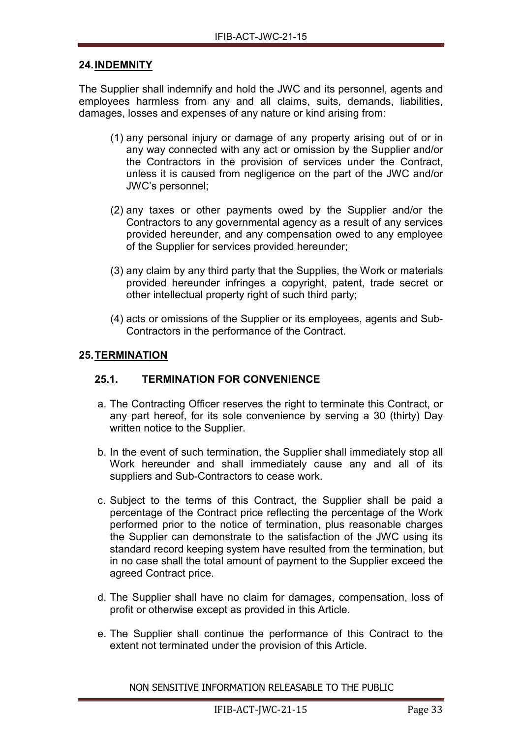## 24. INDEMNITY

The Supplier shall indemnify and hold the JWC and its personnel, agents and employees harmless from any and all claims, suits, demands, liabilities, damages, losses and expenses of any nature or kind arising from:

(1) any personal injury or damage of any property arising out of or in any way connected with any act or omission by the Supplier and/or the Contractors in the provision of services under the Contract, unless it is caused from negligence on the part of the JWC and/or JWC's personnel;

(2) any taxes or other payments owed by the Supplier and/or the Contractors to any governmental agency as a result of any services provided hereunder, and any compensation owed to any employee of the Supplier for services provided hereunder;

(3) any claim by any third party that the Supplies, the Work or materials provided hereunder infringes a copyright, patent, trade secret or other intellectual property right of such third party;

(4) acts or omissions of the Supplier or its employees, agents and Sub-Contractors in the performance of the Contract.

## 25. TERMINATION

### 25.1. TERMINATION FOR CONVENIENCE

a. The Contracting Officer reserves the right to terminate this Contract, or any part hereof, for its sole convenience by serving a 30 (thirty) Day written notice to the Supplier.

b. In the event of such termination, the Supplier shall immediately stop all Work hereunder and shall immediately cause any and all of its suppliers and Sub-Contractors to cease work.

c. Subject to the terms of this Contract, the Supplier shall be paid a percentage of the Contract price reflecting the percentage of the Work performed prior to the notice of termination, plus reasonable charges the Supplier can demonstrate to the satisfaction of the JWC using its standard record keeping system have resulted from the termination, but in no case shall the total amount of payment to the Supplier exceed the agreed Contract price.

d. The Supplier shall have no claim for damages, compensation, loss of profit or otherwise except as provided in this Article.

e. The Supplier shall continue the performance of this Contract to the extent not terminated under the provision of this Article.

NON SENSITIVE INFORMATION RELEASABLE TO THE PUBLIC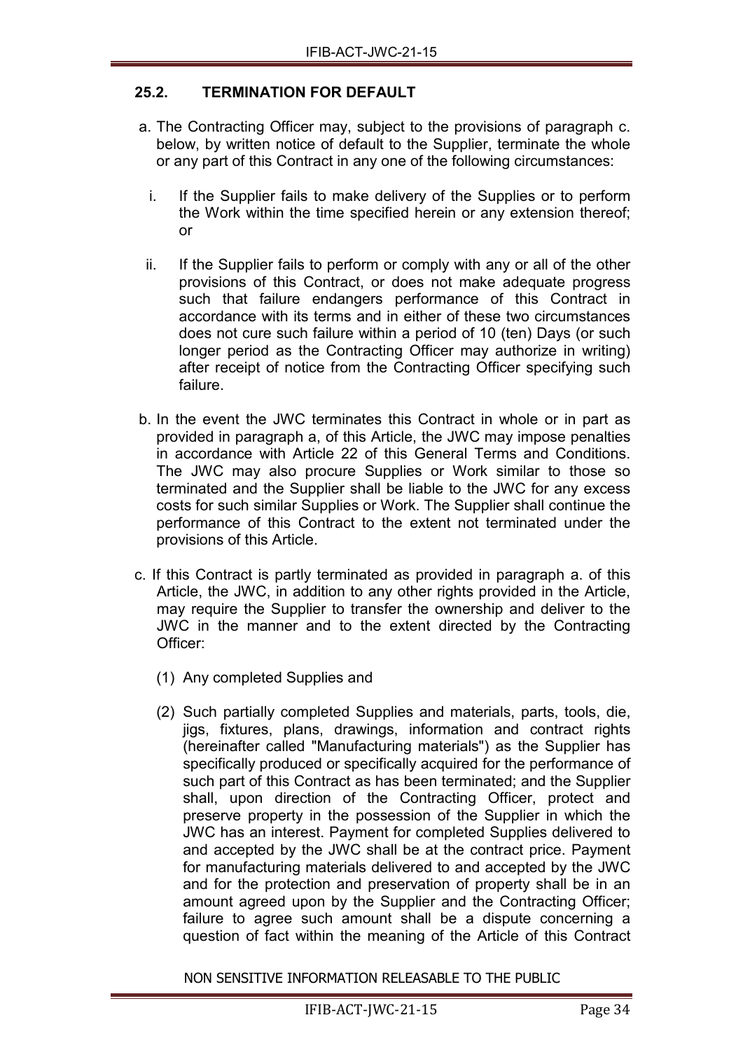### 25.2. TERMINATION FOR DEFAULT

a. The Contracting Officer may, subject to the provisions of paragraph c. below, by written notice of default to the Supplier, terminate the whole or any part of this Contract in any one of the following circumstances:

   i. If the Supplier fails to make delivery of the Supplies or to perform the Work within the time specified herein or any extension thereof; or

   ii. If the Supplier fails to perform or comply with any or all of the other provisions of this Contract, or does not make adequate progress such that failure endangers performance of this Contract in accordance with its terms and in either of these two circumstances does not cure such failure within a period of 10 (ten) Days (or such longer period as the Contracting Officer may authorize in writing) after receipt of notice from the Contracting Officer specifying such failure.

b. In the event the JWC terminates this Contract in whole or in part as provided in paragraph a, of this Article, the JWC may impose penalties in accordance with Article 22 of this General Terms and Conditions. The JWC may also procure Supplies or Work similar to those so terminated and the Supplier shall be liable to the JWC for any excess costs for such similar Supplies or Work. The Supplier shall continue the performance of this Contract to the extent not terminated under the provisions of this Article.

c. If this Contract is partly terminated as provided in paragraph a. of this Article, the JWC, in addition to any other rights provided in the Article, may require the Supplier to transfer the ownership and deliver to the JWC in the manner and to the extent directed by the Contracting Officer:

   (1) Any completed Supplies and

   (2) Such partially completed Supplies and materials, parts, tools, die, jigs, fixtures, plans, drawings, information and contract rights (hereinafter called "Manufacturing materials") as the Supplier has specifically produced or specifically acquired for the performance of such part of this Contract as has been terminated; and the Supplier shall, upon direction of the Contracting Officer, protect and preserve property in the possession of the Supplier in which the JWC has an interest. Payment for completed Supplies delivered to and accepted by the JWC shall be at the contract price. Payment for manufacturing materials delivered to and accepted by the JWC and for the protection and preservation of property shall be in an amount agreed upon by the Supplier and the Contracting Officer; failure to agree such amount shall be a dispute concerning a question of fact within the meaning of the Article of this Contract

NON SENSITIVE INFORMATION RELEASABLE TO THE PUBLIC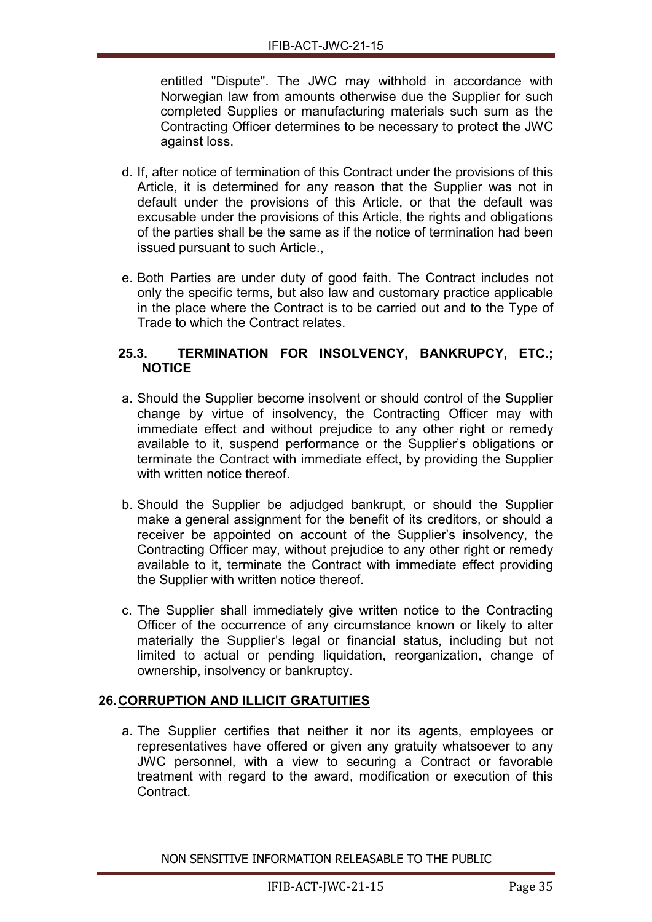entitled "Dispute". The JWC may withhold in accordance with Norwegian law from amounts otherwise due the Supplier for such completed Supplies or manufacturing materials such sum as the Contracting Officer determines to be necessary to protect the JWC against loss.

d. If, after notice of termination of this Contract under the provisions of this Article, it is determined for any reason that the Supplier was not in default under the provisions of this Article, or that the default was excusable under the provisions of this Article, the rights and obligations of the parties shall be the same as if the notice of termination had been issued pursuant to such Article.,

e. Both Parties are under duty of good faith. The Contract includes not only the specific terms, but also law and customary practice applicable in the place where the Contract is to be carried out and to the Type of Trade to which the Contract relates.

### 25.3. TERMINATION FOR INSOLVENCY, BANKRUPCY, ETC.; NOTICE

a. Should the Supplier become insolvent or should control of the Supplier change by virtue of insolvency, the Contracting Officer may with immediate effect and without prejudice to any other right or remedy available to it, suspend performance or the Supplier's obligations or terminate the Contract with immediate effect, by providing the Supplier with written notice thereof.

b. Should the Supplier be adjudged bankrupt, or should the Supplier make a general assignment for the benefit of its creditors, or should a receiver be appointed on account of the Supplier's insolvency, the Contracting Officer may, without prejudice to any other right or remedy available to it, terminate the Contract with immediate effect providing the Supplier with written notice thereof.

c. The Supplier shall immediately give written notice to the Contracting Officer of the occurrence of any circumstance known or likely to alter materially the Supplier's legal or financial status, including but not limited to actual or pending liquidation, reorganization, change of ownership, insolvency or bankruptcy.

## 26. CORRUPTION AND ILLICIT GRATUITIES

a. The Supplier certifies that neither it nor its agents, employees or representatives have offered or given any gratuity whatsoever to any JWC personnel, with a view to securing a Contract or favorable treatment with regard to the award, modification or execution of this Contract.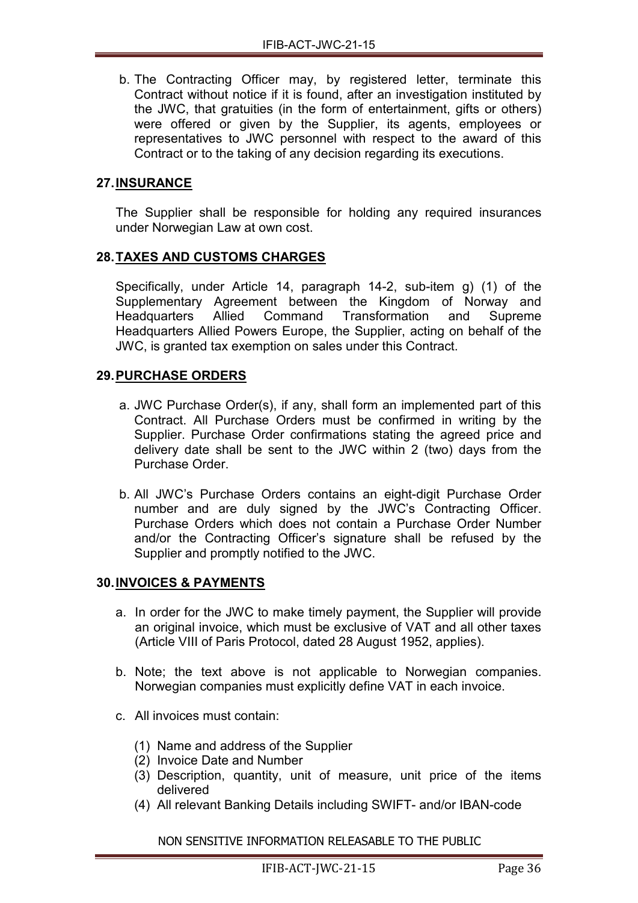b. The Contracting Officer may, by registered letter, terminate this Contract without notice if it is found, after an investigation instituted by the JWC, that gratuities (in the form of entertainment, gifts or others) were offered or given by the Supplier, its agents, employees or representatives to JWC personnel with respect to the award of this Contract or to the taking of any decision regarding its executions.

## 27. INSURANCE

The Supplier shall be responsible for holding any required insurances under Norwegian Law at own cost.

## 28. TAXES AND CUSTOMS CHARGES

Specifically, under Article 14, paragraph 14-2, sub-item g) (1) of the Supplementary Agreement between the Kingdom of Norway and Headquarters Allied Command Transformation and Supreme Headquarters Allied Powers Europe, the Supplier, acting on behalf of the JWC, is granted tax exemption on sales under this Contract.

## 29. PURCHASE ORDERS

a. JWC Purchase Order(s), if any, shall form an implemented part of this Contract. All Purchase Orders must be confirmed in writing by the Supplier. Purchase Order confirmations stating the agreed price and delivery date shall be sent to the JWC within 2 (two) days from the Purchase Order.

b. All JWC's Purchase Orders contains an eight-digit Purchase Order number and are duly signed by the JWC's Contracting Officer. Purchase Orders which does not contain a Purchase Order Number and/or the Contracting Officer's signature shall be refused by the Supplier and promptly notified to the JWC.

## 30. INVOICES & PAYMENTS

a. In order for the JWC to make timely payment, the Supplier will provide an original invoice, which must be exclusive of VAT and all other taxes (Article VIII of Paris Protocol, dated 28 August 1952, applies).

b. Note; the text above is not applicable to Norwegian companies. Norwegian companies must explicitly define VAT in each invoice.

c. All invoices must contain:

   (1) Name and address of the Supplier
   (2) Invoice Date and Number
   (3) Description, quantity, unit of measure, unit price of the items delivered
   (4) All relevant Banking Details including SWIFT- and/or IBAN-code

NON SENSITIVE INFORMATION RELEASABLE TO THE PUBLIC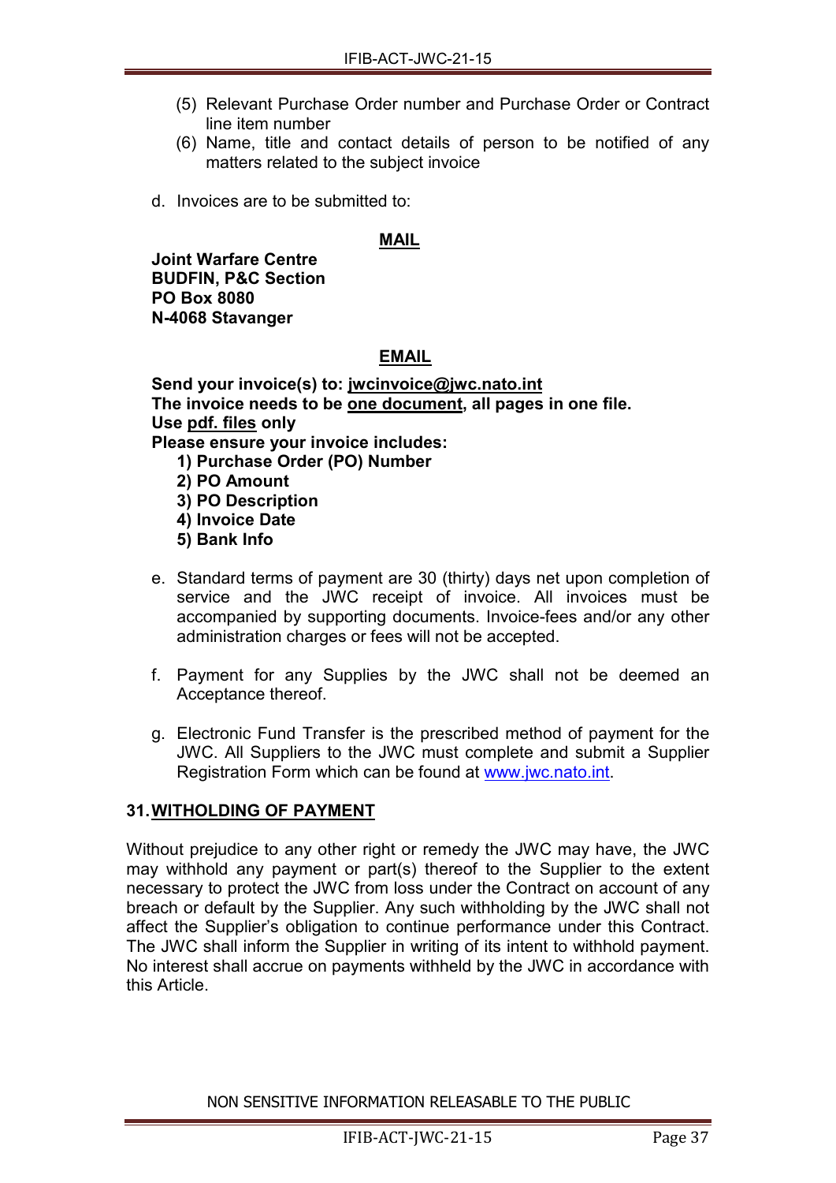(5) Relevant Purchase Order number and Purchase Order or Contract line item number

(6) Name, title and contact details of person to be notified of any matters related to the subject invoice

d. Invoices are to be submitted to:

**MAIL**

**Joint Warfare Centre**
**BUDFIN, P&C Section**
**PO Box 8080**
**N-4068 Stavanger**

**EMAIL**

**Send your invoice(s) to: jwcinvoice@jwc.nato.int**
**The invoice needs to be one document, all pages in one file.**
**Use pdf. files only**
**Please ensure your invoice includes:**

1. **Purchase Order (PO) Number**
2. **PO Amount**
3. **PO Description**
4. **Invoice Date**
5. **Bank Info**

e. Standard terms of payment are 30 (thirty) days net upon completion of service and the JWC receipt of invoice. All invoices must be accompanied by supporting documents. Invoice-fees and/or any other administration charges or fees will not be accepted.

f. Payment for any Supplies by the JWC shall not be deemed an Acceptance thereof.

g. Electronic Fund Transfer is the prescribed method of payment for the JWC. All Suppliers to the JWC must complete and submit a Supplier Registration Form which can be found at www.jwc.nato.int.

## 31. WITHOLDING OF PAYMENT

Without prejudice to any other right or remedy the JWC may have, the JWC may withhold any payment or part(s) thereof to the Supplier to the extent necessary to protect the JWC from loss under the Contract on account of any breach or default by the Supplier. Any such withholding by the JWC shall not affect the Supplier's obligation to continue performance under this Contract. The JWC shall inform the Supplier in writing of its intent to withhold payment. No interest shall accrue on payments withheld by the JWC in accordance with this Article.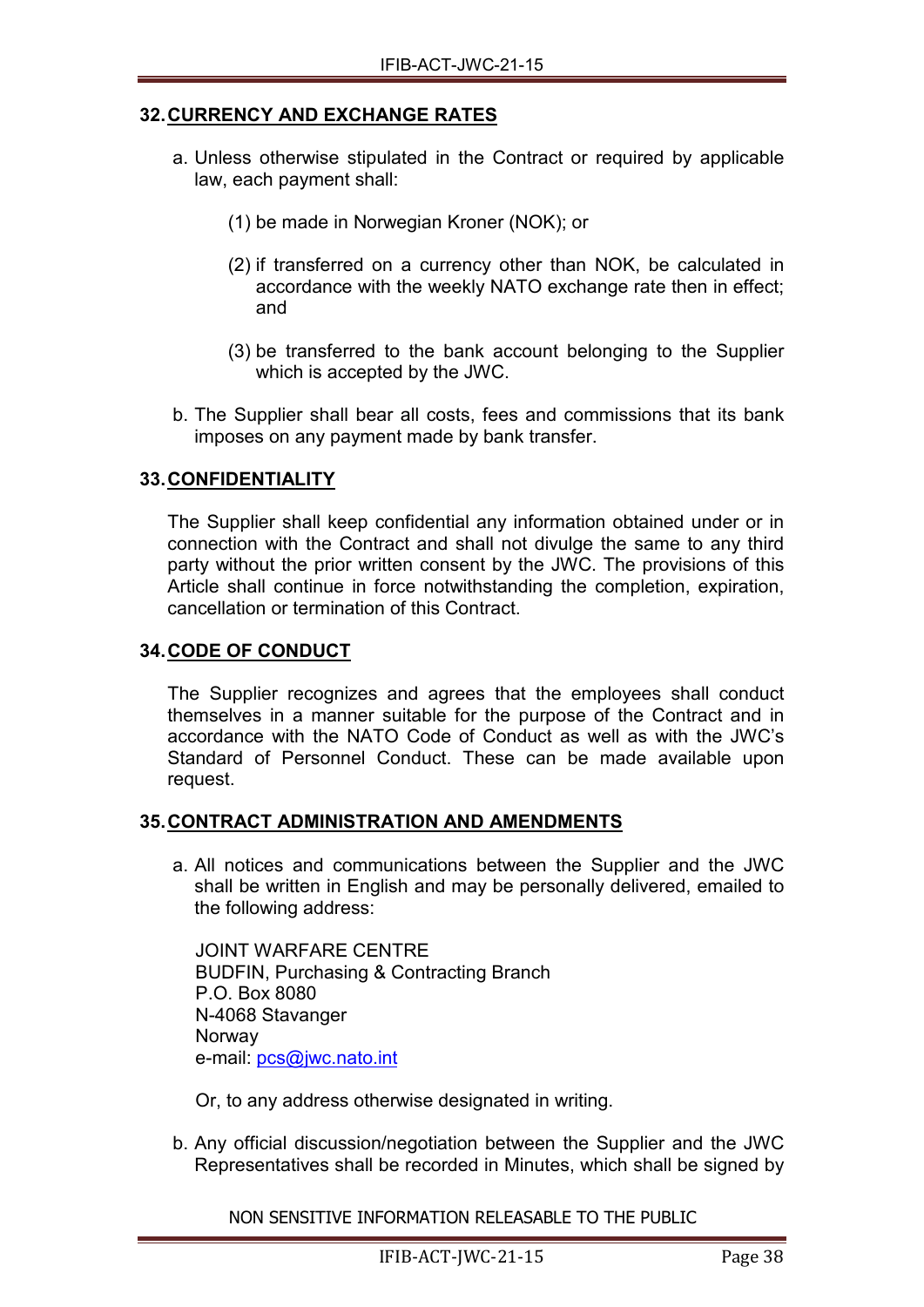## 32. CURRENCY AND EXCHANGE RATES

a. Unless otherwise stipulated in the Contract or required by applicable law, each payment shall:

   (1) be made in Norwegian Kroner (NOK); or

   (2) if transferred on a currency other than NOK, be calculated in accordance with the weekly NATO exchange rate then in effect; and

   (3) be transferred to the bank account belonging to the Supplier which is accepted by the JWC.

b. The Supplier shall bear all costs, fees and commissions that its bank imposes on any payment made by bank transfer.

## 33. CONFIDENTIALITY

The Supplier shall keep confidential any information obtained under or in connection with the Contract and shall not divulge the same to any third party without the prior written consent by the JWC. The provisions of this Article shall continue in force notwithstanding the completion, expiration, cancellation or termination of this Contract.

## 34. CODE OF CONDUCT

The Supplier recognizes and agrees that the employees shall conduct themselves in a manner suitable for the purpose of the Contract and in accordance with the NATO Code of Conduct as well as with the JWC's Standard of Personnel Conduct. These can be made available upon request.

## 35. CONTRACT ADMINISTRATION AND AMENDMENTS

a. All notices and communications between the Supplier and the JWC shall be written in English and may be personally delivered, emailed to the following address:

   JOINT WARFARE CENTRE
   BUDFIN, Purchasing & Contracting Branch
   P.O. Box 8080
   N-4068 Stavanger
   Norway
   e-mail: pcs@jwc.nato.int

   Or, to any address otherwise designated in writing.

b. Any official discussion/negotiation between the Supplier and the JWC Representatives shall be recorded in Minutes, which shall be signed by

NON SENSITIVE INFORMATION RELEASABLE TO THE PUBLIC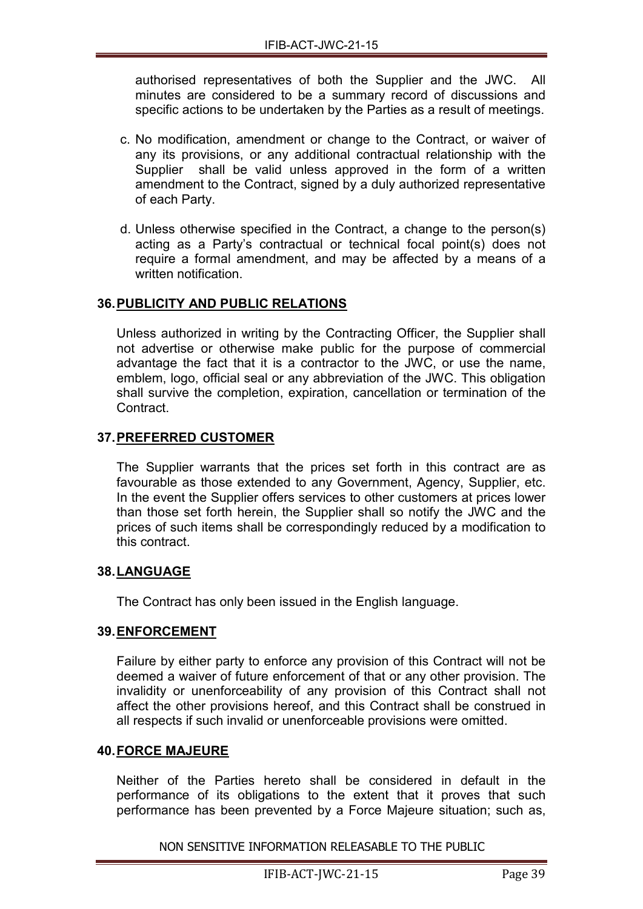authorised representatives of both the Supplier and the JWC. All minutes are considered to be a summary record of discussions and specific actions to be undertaken by the Parties as a result of meetings.

c. No modification, amendment or change to the Contract, or waiver of any its provisions, or any additional contractual relationship with the Supplier shall be valid unless approved in the form of a written amendment to the Contract, signed by a duly authorized representative of each Party.

d. Unless otherwise specified in the Contract, a change to the person(s) acting as a Party's contractual or technical focal point(s) does not require a formal amendment, and may be affected by a means of a written notification.

## 36. PUBLICITY AND PUBLIC RELATIONS

Unless authorized in writing by the Contracting Officer, the Supplier shall not advertise or otherwise make public for the purpose of commercial advantage the fact that it is a contractor to the JWC, or use the name, emblem, logo, official seal or any abbreviation of the JWC. This obligation shall survive the completion, expiration, cancellation or termination of the Contract.

## 37. PREFERRED CUSTOMER

The Supplier warrants that the prices set forth in this contract are as favourable as those extended to any Government, Agency, Supplier, etc. In the event the Supplier offers services to other customers at prices lower than those set forth herein, the Supplier shall so notify the JWC and the prices of such items shall be correspondingly reduced by a modification to this contract.

## 38. LANGUAGE

The Contract has only been issued in the English language.

## 39. ENFORCEMENT

Failure by either party to enforce any provision of this Contract will not be deemed a waiver of future enforcement of that or any other provision. The invalidity or unenforceability of any provision of this Contract shall not affect the other provisions hereof, and this Contract shall be construed in all respects if such invalid or unenforceable provisions were omitted.

## 40. FORCE MAJEURE

Neither of the Parties hereto shall be considered in default in the performance of its obligations to the extent that it proves that such performance has been prevented by a Force Majeure situation; such as,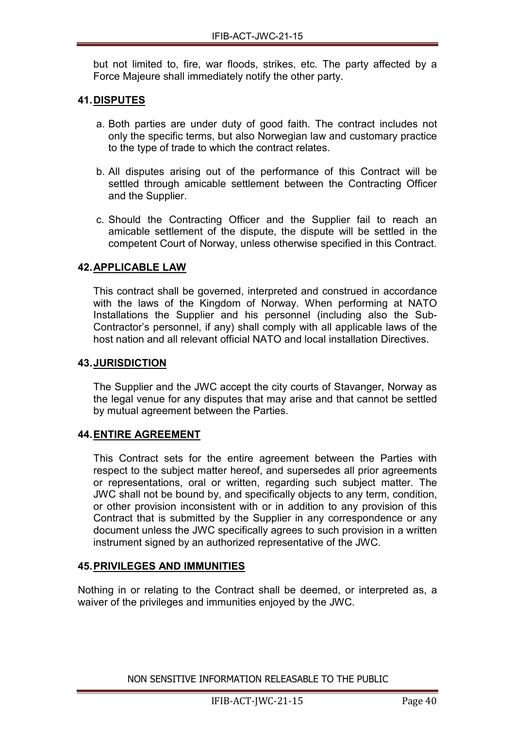but not limited to, fire, war floods, strikes, etc. The party affected by a Force Majeure shall immediately notify the other party.

## 41. DISPUTES

a. Both parties are under duty of good faith. The contract includes not only the specific terms, but also Norwegian law and customary practice to the type of trade to which the contract relates.

b. All disputes arising out of the performance of this Contract will be settled through amicable settlement between the Contracting Officer and the Supplier.

c. Should the Contracting Officer and the Supplier fail to reach an amicable settlement of the dispute, the dispute will be settled in the competent Court of Norway, unless otherwise specified in this Contract.

## 42. APPLICABLE LAW

This contract shall be governed, interpreted and construed in accordance with the laws of the Kingdom of Norway. When performing at NATO Installations the Supplier and his personnel (including also the Sub-Contractor's personnel, if any) shall comply with all applicable laws of the host nation and all relevant official NATO and local installation Directives.

## 43. JURISDICTION

The Supplier and the JWC accept the city courts of Stavanger, Norway as the legal venue for any disputes that may arise and that cannot be settled by mutual agreement between the Parties.

## 44. ENTIRE AGREEMENT

This Contract sets for the entire agreement between the Parties with respect to the subject matter hereof, and supersedes all prior agreements or representations, oral or written, regarding such subject matter. The JWC shall not be bound by, and specifically objects to any term, condition, or other provision inconsistent with or in addition to any provision of this Contract that is submitted by the Supplier in any correspondence or any document unless the JWC specifically agrees to such provision in a written instrument signed by an authorized representative of the JWC.

## 45. PRIVILEGES AND IMMUNITIES

Nothing in or relating to the Contract shall be deemed, or interpreted as, a waiver of the privileges and immunities enjoyed by the JWC.

NON SENSITIVE INFORMATION RELEASABLE TO THE PUBLIC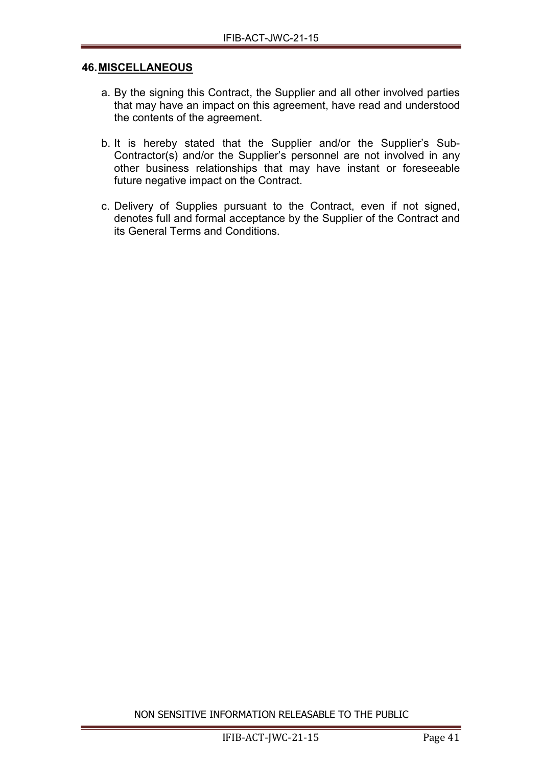## 46. MISCELLANEOUS

a. By the signing this Contract, the Supplier and all other involved parties that may have an impact on this agreement, have read and understood the contents of the agreement.

b. It is hereby stated that the Supplier and/or the Supplier's Sub-Contractor(s) and/or the Supplier's personnel are not involved in any other business relationships that may have instant or foreseeable future negative impact on the Contract.

c. Delivery of Supplies pursuant to the Contract, even if not signed, denotes full and formal acceptance by the Supplier of the Contract and its General Terms and Conditions.

NON SENSITIVE INFORMATION RELEASABLE TO THE PUBLIC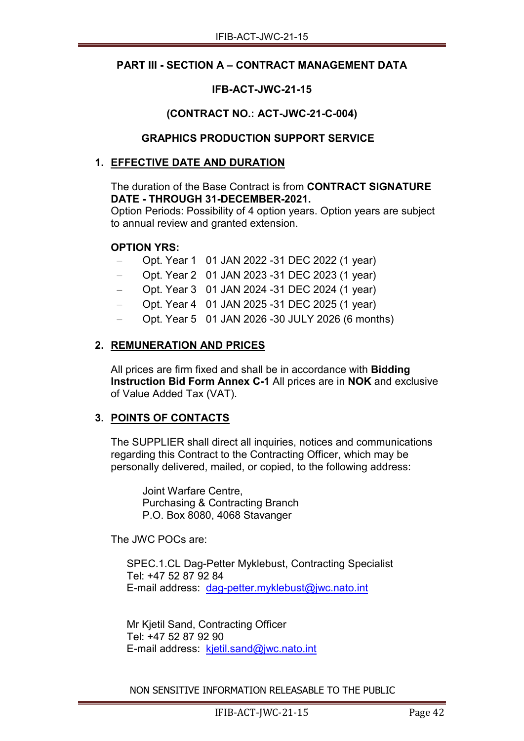## PART III - SECTION A – CONTRACT MANAGEMENT DATA

### IFB-ACT-JWC-21-15

### (CONTRACT NO.: ACT-JWC-21-C-004)

### GRAPHICS PRODUCTION SUPPORT SERVICE

### 1. EFFECTIVE DATE AND DURATION

The duration of the Base Contract is from **CONTRACT SIGNATURE DATE - THROUGH 31-DECEMBER-2021.**
Option Periods: Possibility of 4 option years. Option years are subject to annual review and granted extension.

**OPTION YRS:**

- Opt. Year 1 01 JAN 2022 -31 DEC 2022 (1 year)
- Opt. Year 2 01 JAN 2023 -31 DEC 2023 (1 year)
- Opt. Year 3 01 JAN 2024 -31 DEC 2024 (1 year)
- Opt. Year 4 01 JAN 2025 -31 DEC 2025 (1 year)
- Opt. Year 5 01 JAN 2026 -30 JULY 2026 (6 months)

### 2. REMUNERATION AND PRICES

All prices are firm fixed and shall be in accordance with **Bidding Instruction Bid Form Annex C-1** All prices are in **NOK** and exclusive of Value Added Tax (VAT).

### 3. POINTS OF CONTACTS

The SUPPLIER shall direct all inquiries, notices and communications regarding this Contract to the Contracting Officer, which may be personally delivered, mailed, or copied, to the following address:

Joint Warfare Centre,
Purchasing & Contracting Branch
P.O. Box 8080, 4068 Stavanger

The JWC POCs are:

SPEC.1.CL Dag-Petter Myklebust, Contracting Specialist
Tel: +47 52 87 92 84
E-mail address: dag-petter.myklebust@jwc.nato.int

Mr Kjetil Sand, Contracting Officer
Tel: +47 52 87 92 90
E-mail address: kjetil.sand@jwc.nato.int

NON SENSITIVE INFORMATION RELEASABLE TO THE PUBLIC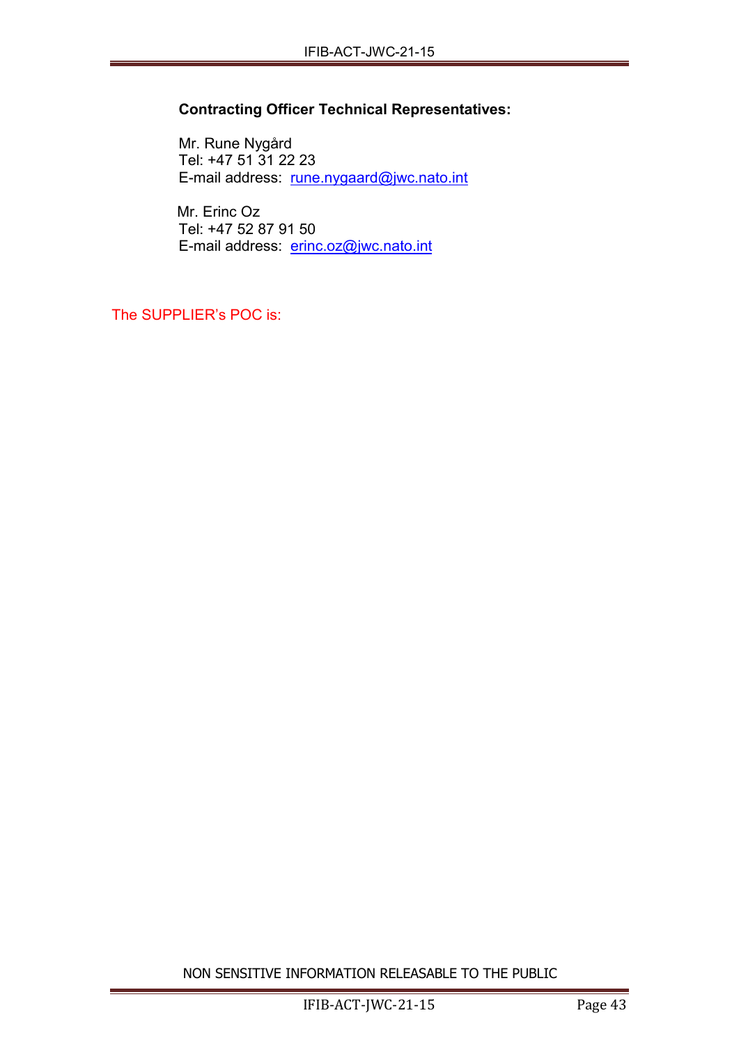**Contracting Officer Technical Representatives:**

Mr. Rune Nygård
Tel: +47 51 31 22 23
E-mail address: rune.nygaard@jwc.nato.int

Mr. Erinc Oz
Tel: +47 52 87 91 50
E-mail address: erinc.oz@jwc.nato.int

The SUPPLIER's POC is:

NON SENSITIVE INFORMATION RELEASABLE TO THE PUBLIC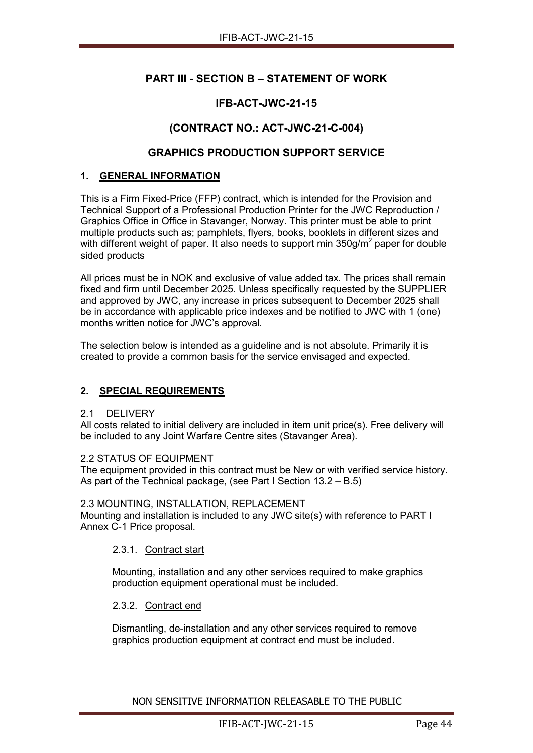## PART III - SECTION B – STATEMENT OF WORK

## IFB-ACT-JWC-21-15

## (CONTRACT NO.: ACT-JWC-21-C-004)

## GRAPHICS PRODUCTION SUPPORT SERVICE

### 1. GENERAL INFORMATION

This is a Firm Fixed-Price (FFP) contract, which is intended for the Provision and Technical Support of a Professional Production Printer for the JWC Reproduction / Graphics Office in Office in Stavanger, Norway. This printer must be able to print multiple products such as; pamphlets, flyers, books, booklets in different sizes and with different weight of paper. It also needs to support min 350g/$m^2$ paper for double sided products

All prices must be in NOK and exclusive of value added tax. The prices shall remain fixed and firm until December 2025. Unless specifically requested by the SUPPLIER and approved by JWC, any increase in prices subsequent to December 2025 shall be in accordance with applicable price indexes and be notified to JWC with 1 (one) months written notice for JWC's approval.

The selection below is intended as a guideline and is not absolute. Primarily it is created to provide a common basis for the service envisaged and expected.

### 2. SPECIAL REQUIREMENTS

2.1 DELIVERY

All costs related to initial delivery are included in item unit price(s). Free delivery will be included to any Joint Warfare Centre sites (Stavanger Area).

2.2 STATUS OF EQUIPMENT

The equipment provided in this contract must be New or with verified service history. As part of the Technical package, (see Part I Section 13.2 – B.5)

2.3 MOUNTING, INSTALLATION, REPLACEMENT

Mounting and installation is included to any JWC site(s) with reference to PART I Annex C-1 Price proposal.

2.3.1. Contract start

Mounting, installation and any other services required to make graphics production equipment operational must be included.

2.3.2. Contract end

Dismantling, de-installation and any other services required to remove graphics production equipment at contract end must be included.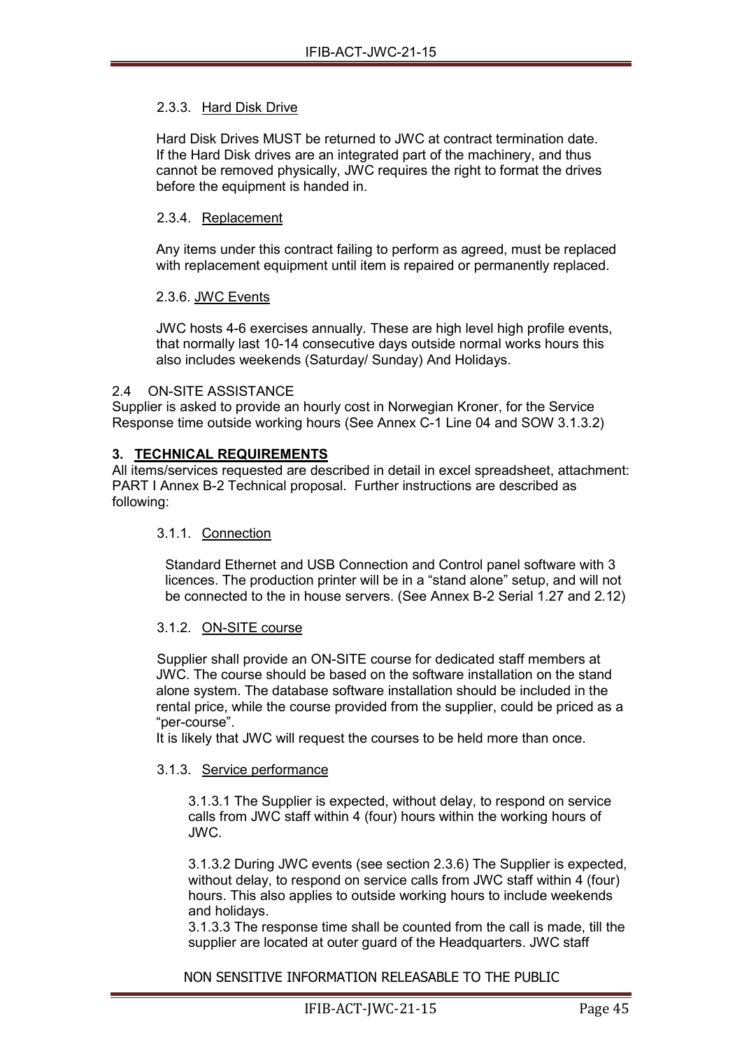#### 2.3.3. Hard Disk Drive

Hard Disk Drives MUST be returned to JWC at contract termination date. If the Hard Disk drives are an integrated part of the machinery, and thus cannot be removed physically, JWC requires the right to format the drives before the equipment is handed in.

#### 2.3.4. Replacement

Any items under this contract failing to perform as agreed, must be replaced with replacement equipment until item is repaired or permanently replaced.

#### 2.3.6. JWC Events

JWC hosts 4-6 exercises annually. These are high level high profile events, that normally last 10-14 consecutive days outside normal works hours this also includes weekends (Saturday/ Sunday) And Holidays.

### 2.4 ON-SITE ASSISTANCE

Supplier is asked to provide an hourly cost in Norwegian Kroner, for the Service Response time outside working hours (See Annex C-1 Line 04 and SOW 3.1.3.2)

## 3. TECHNICAL REQUIREMENTS

All items/services requested are described in detail in excel spreadsheet, attachment: PART I Annex B-2 Technical proposal. Further instructions are described as following:

#### 3.1.1. Connection

Standard Ethernet and USB Connection and Control panel software with 3 licences. The production printer will be in a "stand alone" setup, and will not be connected to the in house servers. (See Annex B-2 Serial 1.27 and 2.12)

#### 3.1.2. ON-SITE course

Supplier shall provide an ON-SITE course for dedicated staff members at JWC. The course should be based on the software installation on the stand alone system. The database software installation should be included in the rental price, while the course provided from the supplier, could be priced as a "per-course".

It is likely that JWC will request the courses to be held more than once.

#### 3.1.3. Service performance

3.1.3.1 The Supplier is expected, without delay, to respond on service calls from JWC staff within 4 (four) hours within the working hours of JWC.

3.1.3.2 During JWC events (see section 2.3.6) The Supplier is expected, without delay, to respond on service calls from JWC staff within 4 (four) hours. This also applies to outside working hours to include weekends and holidays.

3.1.3.3 The response time shall be counted from the call is made, till the supplier are located at outer guard of the Headquarters. JWC staff

NON SENSITIVE INFORMATION RELEASABLE TO THE PUBLIC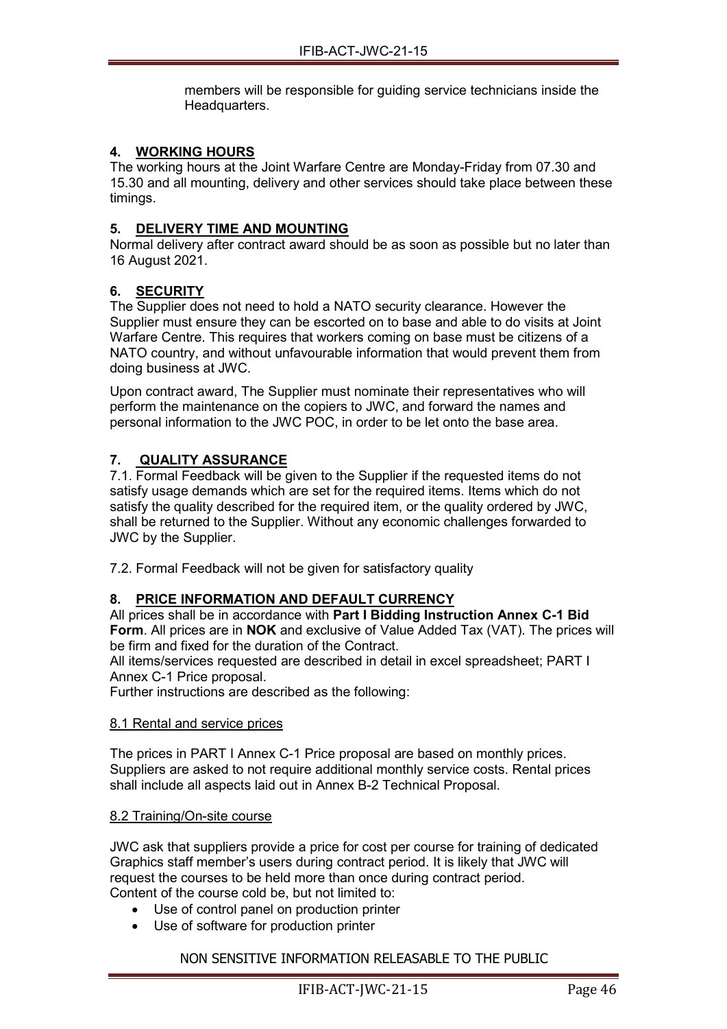members will be responsible for guiding service technicians inside the Headquarters.

## 4. WORKING HOURS

The working hours at the Joint Warfare Centre are Monday-Friday from 07.30 and 15.30 and all mounting, delivery and other services should take place between these timings.

## 5. DELIVERY TIME AND MOUNTING

Normal delivery after contract award should be as soon as possible but no later than 16 August 2021.

## 6. SECURITY

The Supplier does not need to hold a NATO security clearance. However the Supplier must ensure they can be escorted on to base and able to do visits at Joint Warfare Centre. This requires that workers coming on base must be citizens of a NATO country, and without unfavourable information that would prevent them from doing business at JWC.

Upon contract award, The Supplier must nominate their representatives who will perform the maintenance on the copiers to JWC, and forward the names and personal information to the JWC POC, in order to be let onto the base area.

## 7. QUALITY ASSURANCE

7.1. Formal Feedback will be given to the Supplier if the requested items do not satisfy usage demands which are set for the required items. Items which do not satisfy the quality described for the required item, or the quality ordered by JWC, shall be returned to the Supplier. Without any economic challenges forwarded to JWC by the Supplier.

7.2. Formal Feedback will not be given for satisfactory quality

## 8. PRICE INFORMATION AND DEFAULT CURRENCY

All prices shall be in accordance with **Part I Bidding Instruction Annex C-1 Bid Form**. All prices are in **NOK** and exclusive of Value Added Tax (VAT). The prices will be firm and fixed for the duration of the Contract.

All items/services requested are described in detail in excel spreadsheet; PART I Annex C-1 Price proposal.

Further instructions are described as the following:

### 8.1 Rental and service prices

The prices in PART I Annex C-1 Price proposal are based on monthly prices. Suppliers are asked to not require additional monthly service costs. Rental prices shall include all aspects laid out in Annex B-2 Technical Proposal.

### 8.2 Training/On-site course

JWC ask that suppliers provide a price for cost per course for training of dedicated Graphics staff member's users during contract period. It is likely that JWC will request the courses to be held more than once during contract period.
Content of the course cold be, but not limited to:

- Use of control panel on production printer
- Use of software for production printer

NON SENSITIVE INFORMATION RELEASABLE TO THE PUBLIC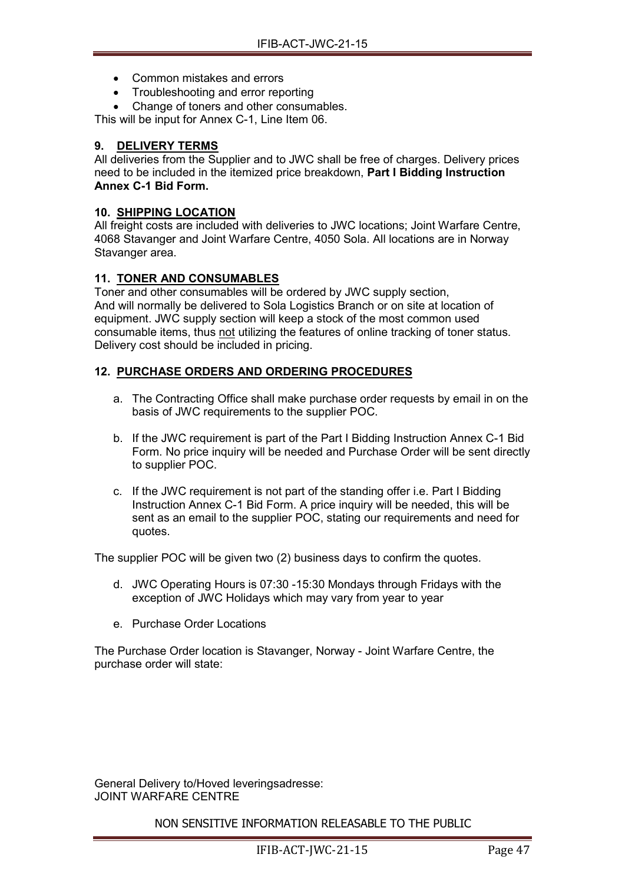- Common mistakes and errors
- Troubleshooting and error reporting
- Change of toners and other consumables.

This will be input for Annex C-1, Line Item 06.

**9. DELIVERY TERMS**

All deliveries from the Supplier and to JWC shall be free of charges. Delivery prices need to be included in the itemized price breakdown, **Part I Bidding Instruction Annex C-1 Bid Form.**

**10. SHIPPING LOCATION**

All freight costs are included with deliveries to JWC locations; Joint Warfare Centre, 4068 Stavanger and Joint Warfare Centre, 4050 Sola. All locations are in Norway Stavanger area.

**11. TONER AND CONSUMABLES**

Toner and other consumables will be ordered by JWC supply section, And will normally be delivered to Sola Logistics Branch or on site at location of equipment. JWC supply section will keep a stock of the most common used consumable items, thus not utilizing the features of online tracking of toner status. Delivery cost should be included in pricing.

**12. PURCHASE ORDERS AND ORDERING PROCEDURES**

a. The Contracting Office shall make purchase order requests by email in on the basis of JWC requirements to the supplier POC.

b. If the JWC requirement is part of the Part I Bidding Instruction Annex C-1 Bid Form. No price inquiry will be needed and Purchase Order will be sent directly to supplier POC.

c. If the JWC requirement is not part of the standing offer i.e. Part I Bidding Instruction Annex C-1 Bid Form. A price inquiry will be needed, this will be sent as an email to the supplier POC, stating our requirements and need for quotes.

The supplier POC will be given two (2) business days to confirm the quotes.

d. JWC Operating Hours is 07:30 -15:30 Mondays through Fridays with the exception of JWC Holidays which may vary from year to year

e. Purchase Order Locations

The Purchase Order location is Stavanger, Norway - Joint Warfare Centre, the purchase order will state:

General Delivery to/Hoved leveringsadresse:
JOINT WARFARE CENTRE

NON SENSITIVE INFORMATION RELEASABLE TO THE PUBLIC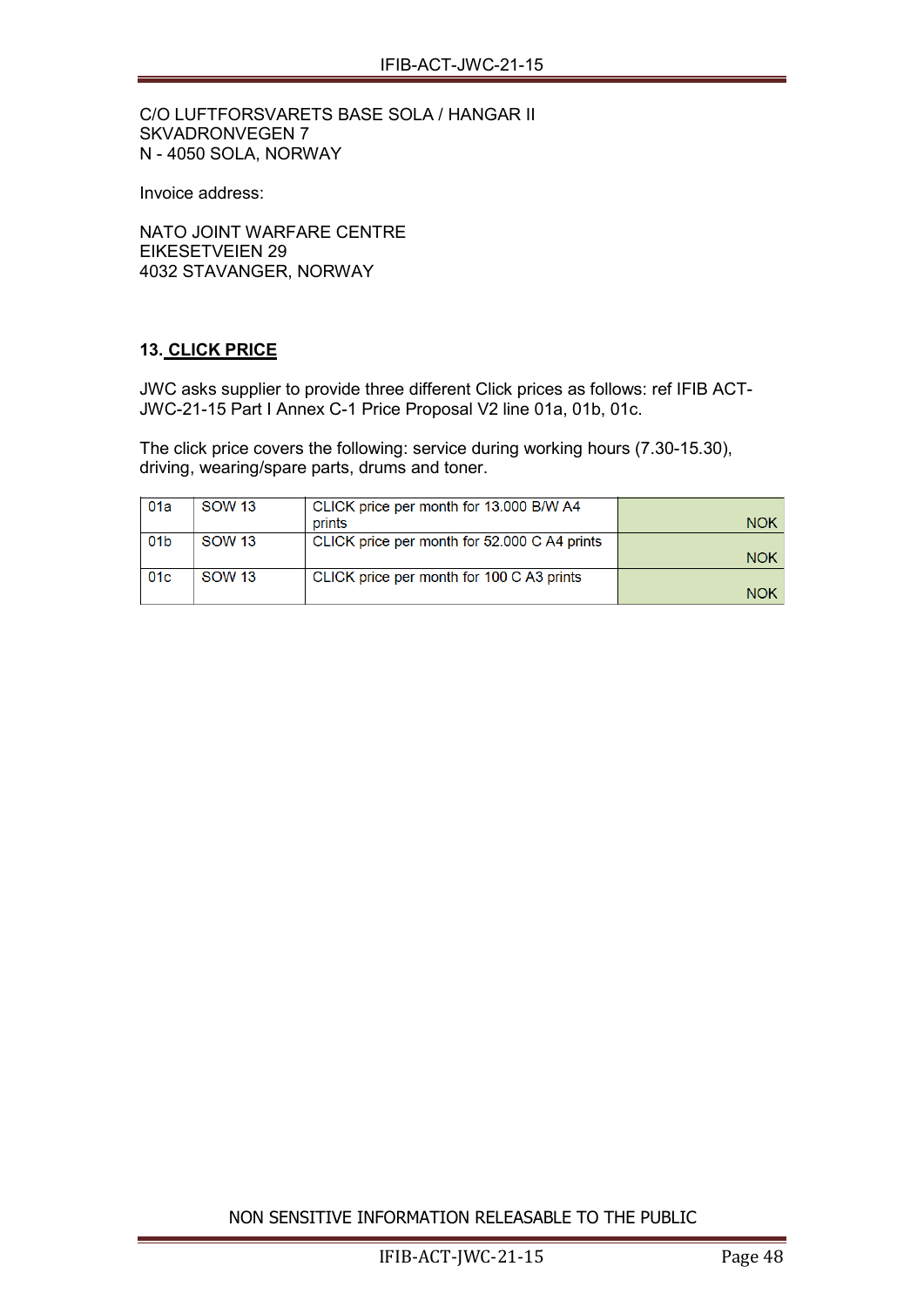C/O LUFTFORSVARETS BASE SOLA / HANGAR II
SKVADRONVEGEN 7
N - 4050 SOLA, NORWAY

Invoice address:

NATO JOINT WARFARE CENTRE
EIKESETVEIEN 29
4032 STAVANGER, NORWAY

## 13. CLICK PRICE

JWC asks supplier to provide three different Click prices as follows: ref IFIB ACT-JWC-21-15 Part I Annex C-1 Price Proposal V2 line 01a, 01b, 01c.

The click price covers the following: service during working hours (7.30-15.30), driving, wearing/spare parts, drums and toner.

| | | | |
|---|---|---|---|
| 01a | SOW 13 | CLICK price per month for 13.000 B/W A4 prints | NOK |
| 01b | SOW 13 | CLICK price per month for 52.000 C A4 prints | NOK |
| 01c | SOW 13 | CLICK price per month for 100 C A3 prints | NOK |

NON SENSITIVE INFORMATION RELEASABLE TO THE PUBLIC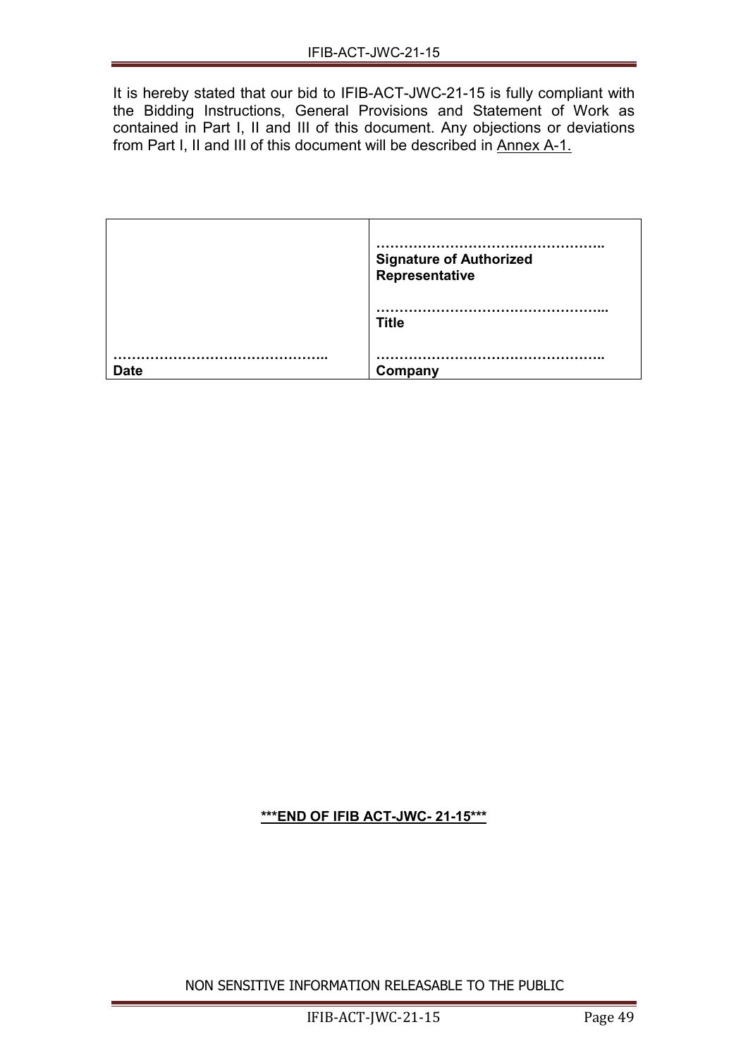It is hereby stated that our bid to IFIB-ACT-JWC-21-15 is fully compliant with the Bidding Instructions, General Provisions and Statement of Work as contained in Part I, II and III of this document. Any objections or deviations from Part I, II and III of this document will be described in Annex A-1.

| | |
|---|---|
| | …………………………………………..<br>**Signature of Authorized Representative** |
| | …………………………………………...<br>**Title** |
| ………………………………………..<br>**Date** | …………………………………………..<br>**Company** |

**\*\*\*END OF IFIB ACT-JWC- 21-15\*\*\***

NON SENSITIVE INFORMATION RELEASABLE TO THE PUBLIC